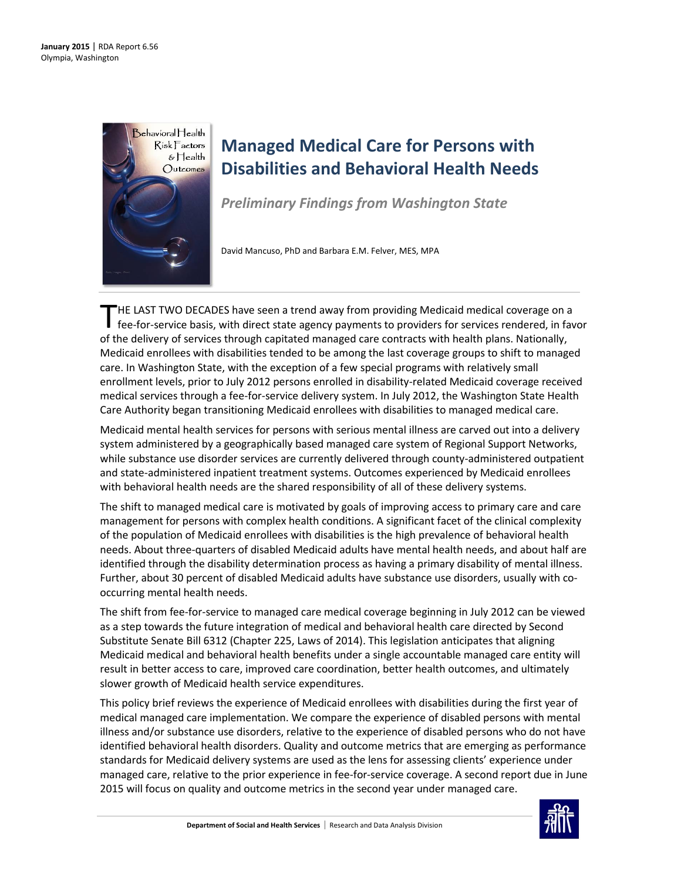**January 2015** | RDA Report 6.56
Olympia, Washington

# Managed Medical Care for Persons with Disabilities and Behavioral Health Needs

## *Preliminary Findings from Washington State*

David Mancuso, PhD and Barbara E.M. Felver, MES, MPA

THE LAST TWO DECADES have seen a trend away from providing Medicaid medical coverage on a fee-for-service basis, with direct state agency payments to providers for services rendered, in favor of the delivery of services through capitated managed care contracts with health plans. Nationally, Medicaid enrollees with disabilities tended to be among the last coverage groups to shift to managed care. In Washington State, with the exception of a few special programs with relatively small enrollment levels, prior to July 2012 persons enrolled in disability-related Medicaid coverage received medical services through a fee-for-service delivery system. In July 2012, the Washington State Health Care Authority began transitioning Medicaid enrollees with disabilities to managed medical care.

Medicaid mental health services for persons with serious mental illness are carved out into a delivery system administered by a geographically based managed care system of Regional Support Networks, while substance use disorder services are currently delivered through county-administered outpatient and state-administered inpatient treatment systems. Outcomes experienced by Medicaid enrollees with behavioral health needs are the shared responsibility of all of these delivery systems.

The shift to managed medical care is motivated by goals of improving access to primary care and care management for persons with complex health conditions. A significant facet of the clinical complexity of the population of Medicaid enrollees with disabilities is the high prevalence of behavioral health needs. About three-quarters of disabled Medicaid adults have mental health needs, and about half are identified through the disability determination process as having a primary disability of mental illness. Further, about 30 percent of disabled Medicaid adults have substance use disorders, usually with co-occurring mental health needs.

The shift from fee-for-service to managed care medical coverage beginning in July 2012 can be viewed as a step towards the future integration of medical and behavioral health care directed by Second Substitute Senate Bill 6312 (Chapter 225, Laws of 2014). This legislation anticipates that aligning Medicaid medical and behavioral health benefits under a single accountable managed care entity will result in better access to care, improved care coordination, better health outcomes, and ultimately slower growth of Medicaid health service expenditures.

This policy brief reviews the experience of Medicaid enrollees with disabilities during the first year of medical managed care implementation. We compare the experience of disabled persons with mental illness and/or substance use disorders, relative to the experience of disabled persons who do not have identified behavioral health disorders. Quality and outcome metrics that are emerging as performance standards for Medicaid delivery systems are used as the lens for assessing clients' experience under managed care, relative to the prior experience in fee-for-service coverage. A second report due in June 2015 will focus on quality and outcome metrics in the second year under managed care.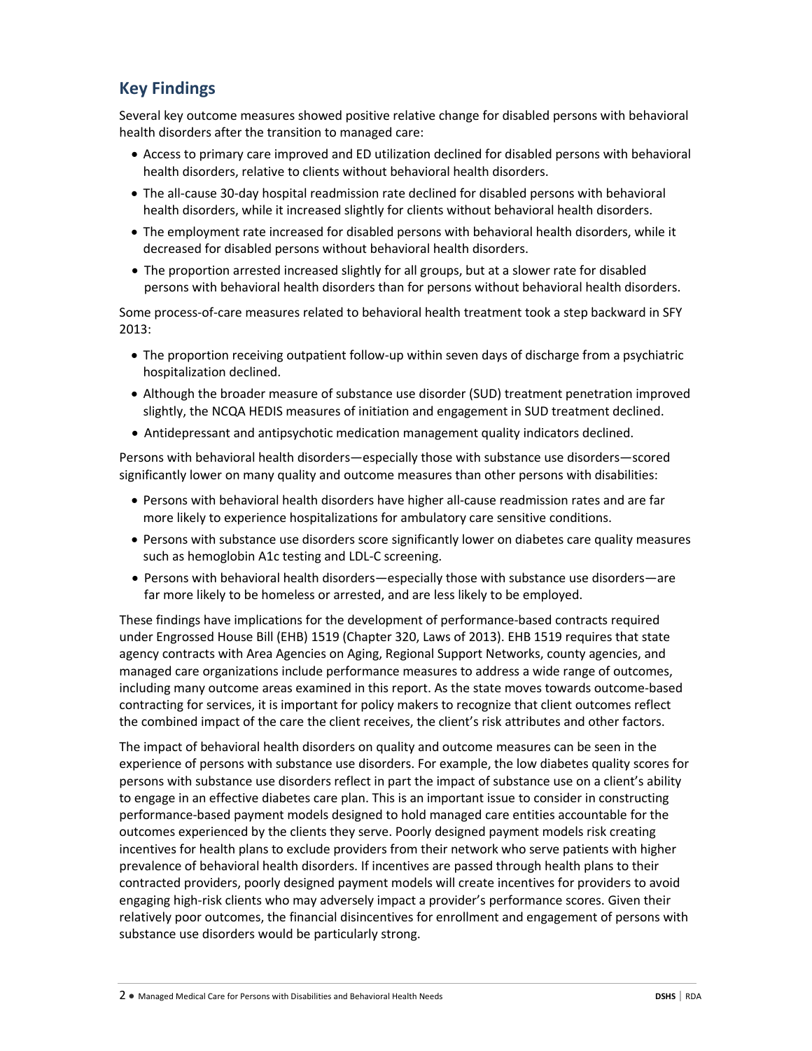## Key Findings

Several key outcome measures showed positive relative change for disabled persons with behavioral health disorders after the transition to managed care:

- Access to primary care improved and ED utilization declined for disabled persons with behavioral health disorders, relative to clients without behavioral health disorders.
- The all-cause 30-day hospital readmission rate declined for disabled persons with behavioral health disorders, while it increased slightly for clients without behavioral health disorders.
- The employment rate increased for disabled persons with behavioral health disorders, while it decreased for disabled persons without behavioral health disorders.
- The proportion arrested increased slightly for all groups, but at a slower rate for disabled persons with behavioral health disorders than for persons without behavioral health disorders.

Some process-of-care measures related to behavioral health treatment took a step backward in SFY 2013:

- The proportion receiving outpatient follow-up within seven days of discharge from a psychiatric hospitalization declined.
- Although the broader measure of substance use disorder (SUD) treatment penetration improved slightly, the NCQA HEDIS measures of initiation and engagement in SUD treatment declined.
- Antidepressant and antipsychotic medication management quality indicators declined.

Persons with behavioral health disorders—especially those with substance use disorders—scored significantly lower on many quality and outcome measures than other persons with disabilities:

- Persons with behavioral health disorders have higher all-cause readmission rates and are far more likely to experience hospitalizations for ambulatory care sensitive conditions.
- Persons with substance use disorders score significantly lower on diabetes care quality measures such as hemoglobin A1c testing and LDL-C screening.
- Persons with behavioral health disorders—especially those with substance use disorders—are far more likely to be homeless or arrested, and are less likely to be employed.

These findings have implications for the development of performance-based contracts required under Engrossed House Bill (EHB) 1519 (Chapter 320, Laws of 2013). EHB 1519 requires that state agency contracts with Area Agencies on Aging, Regional Support Networks, county agencies, and managed care organizations include performance measures to address a wide range of outcomes, including many outcome areas examined in this report. As the state moves towards outcome-based contracting for services, it is important for policy makers to recognize that client outcomes reflect the combined impact of the care the client receives, the client's risk attributes and other factors.

The impact of behavioral health disorders on quality and outcome measures can be seen in the experience of persons with substance use disorders. For example, the low diabetes quality scores for persons with substance use disorders reflect in part the impact of substance use on a client's ability to engage in an effective diabetes care plan. This is an important issue to consider in constructing performance-based payment models designed to hold managed care entities accountable for the outcomes experienced by the clients they serve. Poorly designed payment models risk creating incentives for health plans to exclude providers from their network who serve patients with higher prevalence of behavioral health disorders. If incentives are passed through health plans to their contracted providers, poorly designed payment models will create incentives for providers to avoid engaging high-risk clients who may adversely impact a provider's performance scores. Given their relatively poor outcomes, the financial disincentives for enrollment and engagement of persons with substance use disorders would be particularly strong.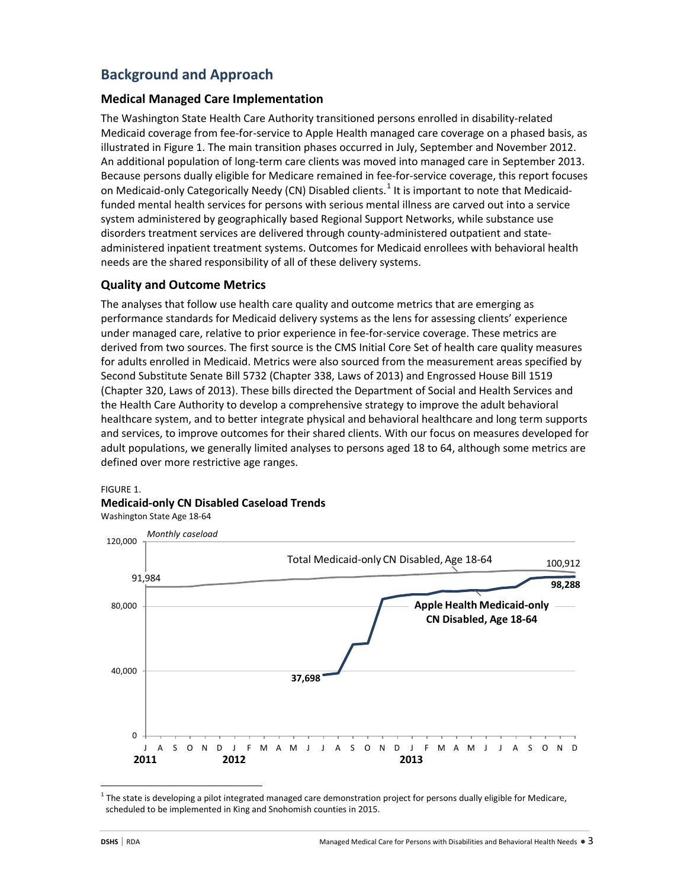## Background and Approach

### Medical Managed Care Implementation

The Washington State Health Care Authority transitioned persons enrolled in disability-related Medicaid coverage from fee-for-service to Apple Health managed care coverage on a phased basis, as illustrated in Figure 1. The main transition phases occurred in July, September and November 2012. An additional population of long-term care clients was moved into managed care in September 2013. Because persons dually eligible for Medicare remained in fee-for-service coverage, this report focuses on Medicaid-only Categorically Needy (CN) Disabled clients.[1] It is important to note that Medicaid-funded mental health services for persons with serious mental illness are carved out into a service system administered by geographically based Regional Support Networks, while substance use disorders treatment services are delivered through county-administered outpatient and state-administered inpatient treatment systems. Outcomes for Medicaid enrollees with behavioral health needs are the shared responsibility of all of these delivery systems.

### Quality and Outcome Metrics

The analyses that follow use health care quality and outcome metrics that are emerging as performance standards for Medicaid delivery systems as the lens for assessing clients' experience under managed care, relative to prior experience in fee-for-service coverage. These metrics are derived from two sources. The first source is the CMS Initial Core Set of health care quality measures for adults enrolled in Medicaid. Metrics were also sourced from the measurement areas specified by Second Substitute Senate Bill 5732 (Chapter 338, Laws of 2013) and Engrossed House Bill 1519 (Chapter 320, Laws of 2013). These bills directed the Department of Social and Health Services and the Health Care Authority to develop a comprehensive strategy to improve the adult behavioral healthcare system, and to better integrate physical and behavioral healthcare and long term supports and services, to improve outcomes for their shared clients. With our focus on measures developed for adult populations, we generally limited analyses to persons aged 18 to 64, although some metrics are defined over more restrictive age ranges.

FIGURE 1.
**Medicaid-only CN Disabled Caseload Trends**
Washington State Age 18-64

*Monthly caseload*

Total Medicaid-only CN Disabled, Age 18-64: 91,984 (July 2011) to 100,912 (December 2013)

**Apple Health Medicaid-only CN Disabled, Age 18-64**: **37,698** (July 2012) to **98,288** (December 2013)

[1] The state is developing a pilot integrated managed care demonstration project for persons dually eligible for Medicare, scheduled to be implemented in King and Snohomish counties in 2015.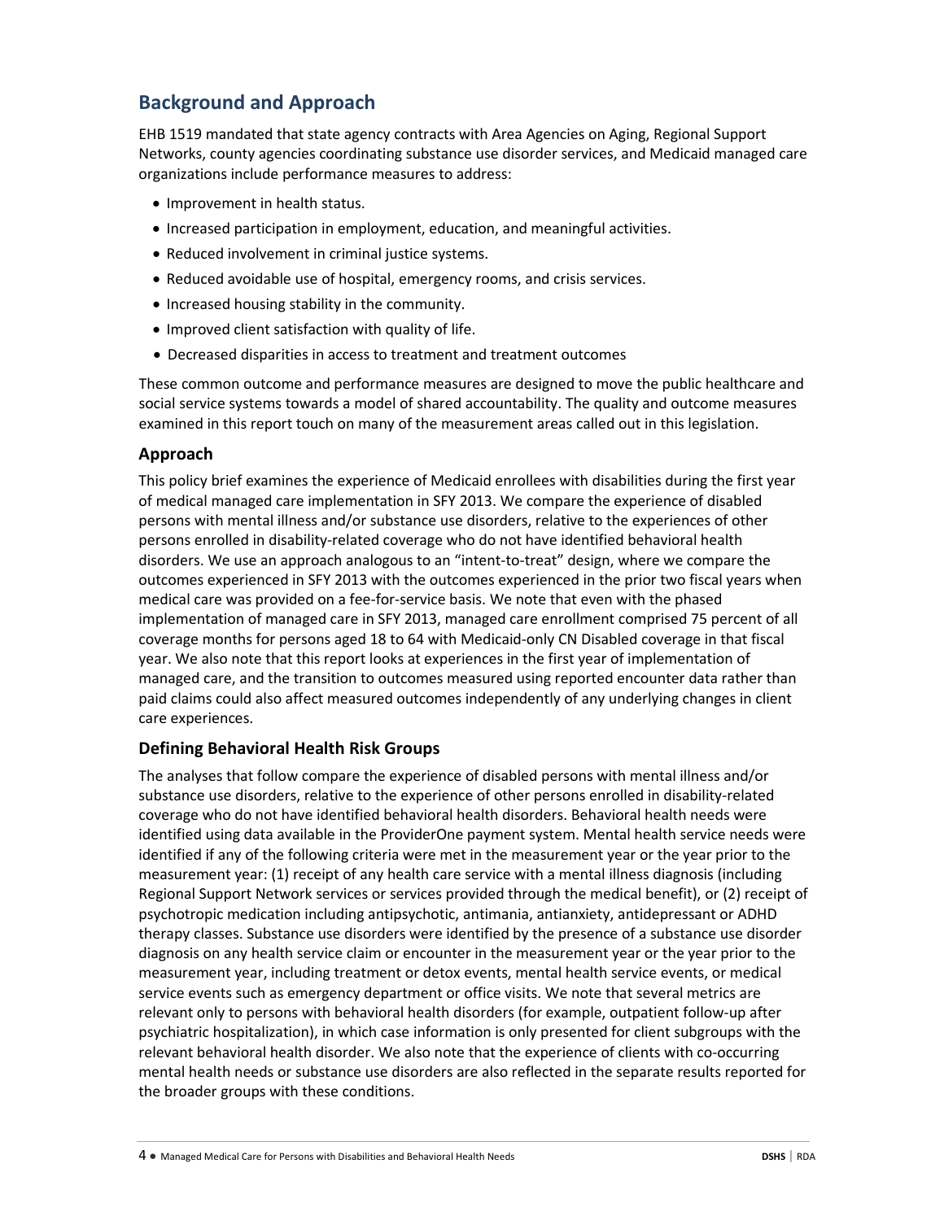## Background and Approach

EHB 1519 mandated that state agency contracts with Area Agencies on Aging, Regional Support Networks, county agencies coordinating substance use disorder services, and Medicaid managed care organizations include performance measures to address:

- Improvement in health status.
- Increased participation in employment, education, and meaningful activities.
- Reduced involvement in criminal justice systems.
- Reduced avoidable use of hospital, emergency rooms, and crisis services.
- Increased housing stability in the community.
- Improved client satisfaction with quality of life.
- Decreased disparities in access to treatment and treatment outcomes

These common outcome and performance measures are designed to move the public healthcare and social service systems towards a model of shared accountability. The quality and outcome measures examined in this report touch on many of the measurement areas called out in this legislation.

### Approach

This policy brief examines the experience of Medicaid enrollees with disabilities during the first year of medical managed care implementation in SFY 2013. We compare the experience of disabled persons with mental illness and/or substance use disorders, relative to the experiences of other persons enrolled in disability-related coverage who do not have identified behavioral health disorders. We use an approach analogous to an "intent-to-treat" design, where we compare the outcomes experienced in SFY 2013 with the outcomes experienced in the prior two fiscal years when medical care was provided on a fee-for-service basis. We note that even with the phased implementation of managed care in SFY 2013, managed care enrollment comprised 75 percent of all coverage months for persons aged 18 to 64 with Medicaid-only CN Disabled coverage in that fiscal year. We also note that this report looks at experiences in the first year of implementation of managed care, and the transition to outcomes measured using reported encounter data rather than paid claims could also affect measured outcomes independently of any underlying changes in client care experiences.

### Defining Behavioral Health Risk Groups

The analyses that follow compare the experience of disabled persons with mental illness and/or substance use disorders, relative to the experience of other persons enrolled in disability-related coverage who do not have identified behavioral health disorders. Behavioral health needs were identified using data available in the ProviderOne payment system. Mental health service needs were identified if any of the following criteria were met in the measurement year or the year prior to the measurement year: (1) receipt of any health care service with a mental illness diagnosis (including Regional Support Network services or services provided through the medical benefit), or (2) receipt of psychotropic medication including antipsychotic, antimania, antianxiety, antidepressant or ADHD therapy classes. Substance use disorders were identified by the presence of a substance use disorder diagnosis on any health service claim or encounter in the measurement year or the year prior to the measurement year, including treatment or detox events, mental health service events, or medical service events such as emergency department or office visits. We note that several metrics are relevant only to persons with behavioral health disorders (for example, outpatient follow-up after psychiatric hospitalization), in which case information is only presented for client subgroups with the relevant behavioral health disorder. We also note that the experience of clients with co-occurring mental health needs or substance use disorders are also reflected in the separate results reported for the broader groups with these conditions.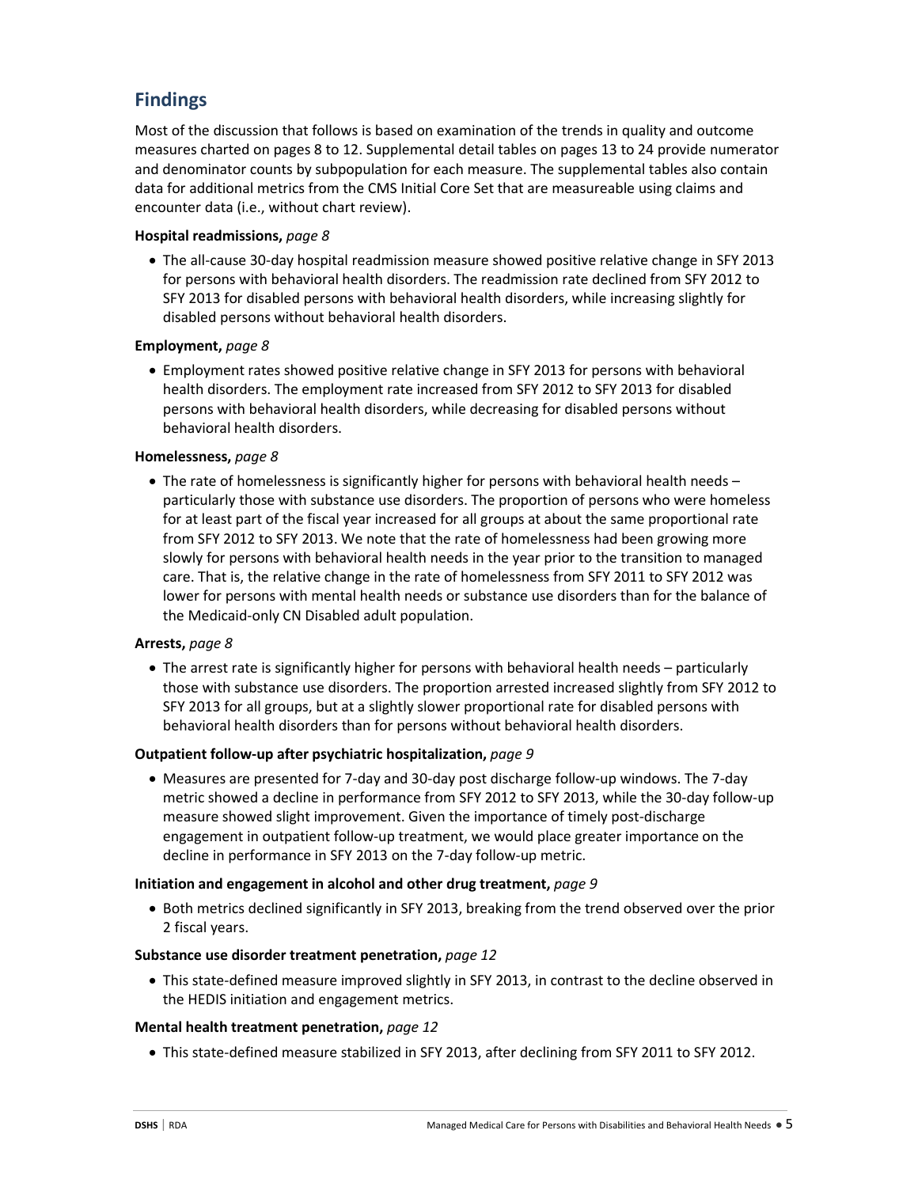## Findings

Most of the discussion that follows is based on examination of the trends in quality and outcome measures charted on pages 8 to 12. Supplemental detail tables on pages 13 to 24 provide numerator and denominator counts by subpopulation for each measure. The supplemental tables also contain data for additional metrics from the CMS Initial Core Set that are measureable using claims and encounter data (i.e., without chart review).

**Hospital readmissions,** *page 8*

- The all-cause 30-day hospital readmission measure showed positive relative change in SFY 2013 for persons with behavioral health disorders. The readmission rate declined from SFY 2012 to SFY 2013 for disabled persons with behavioral health disorders, while increasing slightly for disabled persons without behavioral health disorders.

**Employment,** *page 8*

- Employment rates showed positive relative change in SFY 2013 for persons with behavioral health disorders. The employment rate increased from SFY 2012 to SFY 2013 for disabled persons with behavioral health disorders, while decreasing for disabled persons without behavioral health disorders.

**Homelessness,** *page 8*

- The rate of homelessness is significantly higher for persons with behavioral health needs – particularly those with substance use disorders. The proportion of persons who were homeless for at least part of the fiscal year increased for all groups at about the same proportional rate from SFY 2012 to SFY 2013. We note that the rate of homelessness had been growing more slowly for persons with behavioral health needs in the year prior to the transition to managed care. That is, the relative change in the rate of homelessness from SFY 2011 to SFY 2012 was lower for persons with mental health needs or substance use disorders than for the balance of the Medicaid-only CN Disabled adult population.

**Arrests,** *page 8*

- The arrest rate is significantly higher for persons with behavioral health needs – particularly those with substance use disorders. The proportion arrested increased slightly from SFY 2012 to SFY 2013 for all groups, but at a slightly slower proportional rate for disabled persons with behavioral health disorders than for persons without behavioral health disorders.

**Outpatient follow-up after psychiatric hospitalization,** *page 9*

- Measures are presented for 7-day and 30-day post discharge follow-up windows. The 7-day metric showed a decline in performance from SFY 2012 to SFY 2013, while the 30-day follow-up measure showed slight improvement. Given the importance of timely post-discharge engagement in outpatient follow-up treatment, we would place greater importance on the decline in performance in SFY 2013 on the 7-day follow-up metric.

**Initiation and engagement in alcohol and other drug treatment,** *page 9*

- Both metrics declined significantly in SFY 2013, breaking from the trend observed over the prior 2 fiscal years.

**Substance use disorder treatment penetration,** *page 12*

- This state-defined measure improved slightly in SFY 2013, in contrast to the decline observed in the HEDIS initiation and engagement metrics.

**Mental health treatment penetration,** *page 12*

- This state-defined measure stabilized in SFY 2013, after declining from SFY 2011 to SFY 2012.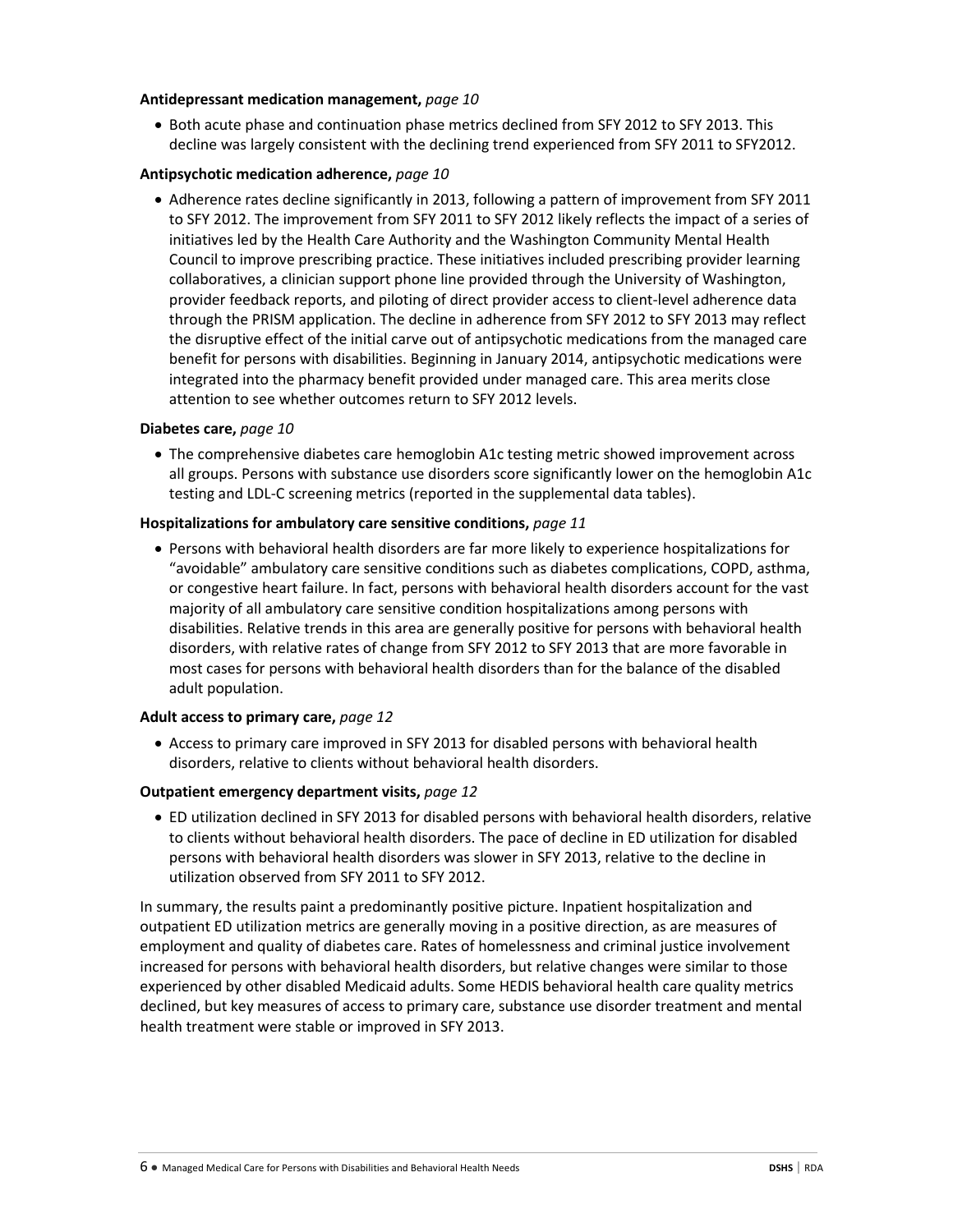**Antidepressant medication management,** *page 10*

- Both acute phase and continuation phase metrics declined from SFY 2012 to SFY 2013. This decline was largely consistent with the declining trend experienced from SFY 2011 to SFY2012.

**Antipsychotic medication adherence,** *page 10*

- Adherence rates decline significantly in 2013, following a pattern of improvement from SFY 2011 to SFY 2012. The improvement from SFY 2011 to SFY 2012 likely reflects the impact of a series of initiatives led by the Health Care Authority and the Washington Community Mental Health Council to improve prescribing practice. These initiatives included prescribing provider learning collaboratives, a clinician support phone line provided through the University of Washington, provider feedback reports, and piloting of direct provider access to client-level adherence data through the PRISM application. The decline in adherence from SFY 2012 to SFY 2013 may reflect the disruptive effect of the initial carve out of antipsychotic medications from the managed care benefit for persons with disabilities. Beginning in January 2014, antipsychotic medications were integrated into the pharmacy benefit provided under managed care. This area merits close attention to see whether outcomes return to SFY 2012 levels.

**Diabetes care,** *page 10*

- The comprehensive diabetes care hemoglobin A1c testing metric showed improvement across all groups. Persons with substance use disorders score significantly lower on the hemoglobin A1c testing and LDL-C screening metrics (reported in the supplemental data tables).

**Hospitalizations for ambulatory care sensitive conditions,** *page 11*

- Persons with behavioral health disorders are far more likely to experience hospitalizations for "avoidable" ambulatory care sensitive conditions such as diabetes complications, COPD, asthma, or congestive heart failure. In fact, persons with behavioral health disorders account for the vast majority of all ambulatory care sensitive condition hospitalizations among persons with disabilities. Relative trends in this area are generally positive for persons with behavioral health disorders, with relative rates of change from SFY 2012 to SFY 2013 that are more favorable in most cases for persons with behavioral health disorders than for the balance of the disabled adult population.

**Adult access to primary care,** *page 12*

- Access to primary care improved in SFY 2013 for disabled persons with behavioral health disorders, relative to clients without behavioral health disorders.

**Outpatient emergency department visits,** *page 12*

- ED utilization declined in SFY 2013 for disabled persons with behavioral health disorders, relative to clients without behavioral health disorders. The pace of decline in ED utilization for disabled persons with behavioral health disorders was slower in SFY 2013, relative to the decline in utilization observed from SFY 2011 to SFY 2012.

In summary, the results paint a predominantly positive picture. Inpatient hospitalization and outpatient ED utilization metrics are generally moving in a positive direction, as are measures of employment and quality of diabetes care. Rates of homelessness and criminal justice involvement increased for persons with behavioral health disorders, but relative changes were similar to those experienced by other disabled Medicaid adults. Some HEDIS behavioral health care quality metrics declined, but key measures of access to primary care, substance use disorder treatment and mental health treatment were stable or improved in SFY 2013.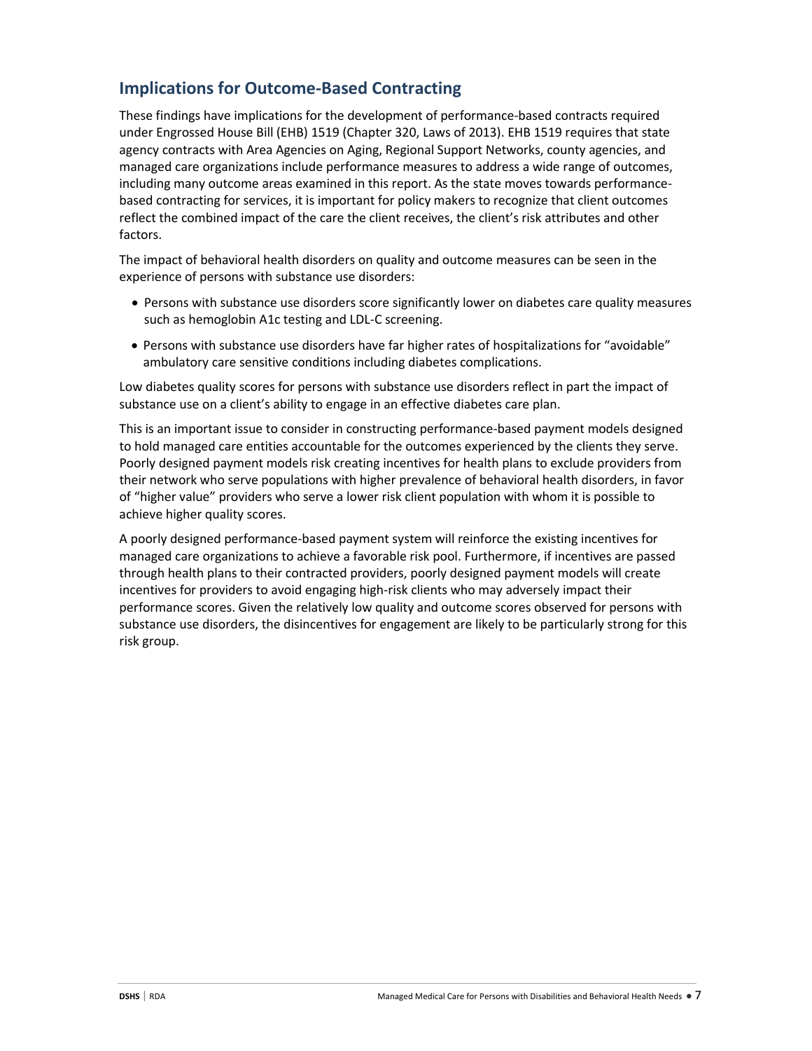## Implications for Outcome-Based Contracting

These findings have implications for the development of performance-based contracts required under Engrossed House Bill (EHB) 1519 (Chapter 320, Laws of 2013). EHB 1519 requires that state agency contracts with Area Agencies on Aging, Regional Support Networks, county agencies, and managed care organizations include performance measures to address a wide range of outcomes, including many outcome areas examined in this report. As the state moves towards performance-based contracting for services, it is important for policy makers to recognize that client outcomes reflect the combined impact of the care the client receives, the client's risk attributes and other factors.

The impact of behavioral health disorders on quality and outcome measures can be seen in the experience of persons with substance use disorders:

- Persons with substance use disorders score significantly lower on diabetes care quality measures such as hemoglobin A1c testing and LDL-C screening.
- Persons with substance use disorders have far higher rates of hospitalizations for "avoidable" ambulatory care sensitive conditions including diabetes complications.

Low diabetes quality scores for persons with substance use disorders reflect in part the impact of substance use on a client's ability to engage in an effective diabetes care plan.

This is an important issue to consider in constructing performance-based payment models designed to hold managed care entities accountable for the outcomes experienced by the clients they serve. Poorly designed payment models risk creating incentives for health plans to exclude providers from their network who serve populations with higher prevalence of behavioral health disorders, in favor of "higher value" providers who serve a lower risk client population with whom it is possible to achieve higher quality scores.

A poorly designed performance-based payment system will reinforce the existing incentives for managed care organizations to achieve a favorable risk pool. Furthermore, if incentives are passed through health plans to their contracted providers, poorly designed payment models will create incentives for providers to avoid engaging high-risk clients who may adversely impact their performance scores. Given the relatively low quality and outcome scores observed for persons with substance use disorders, the disincentives for engagement are likely to be particularly strong for this risk group.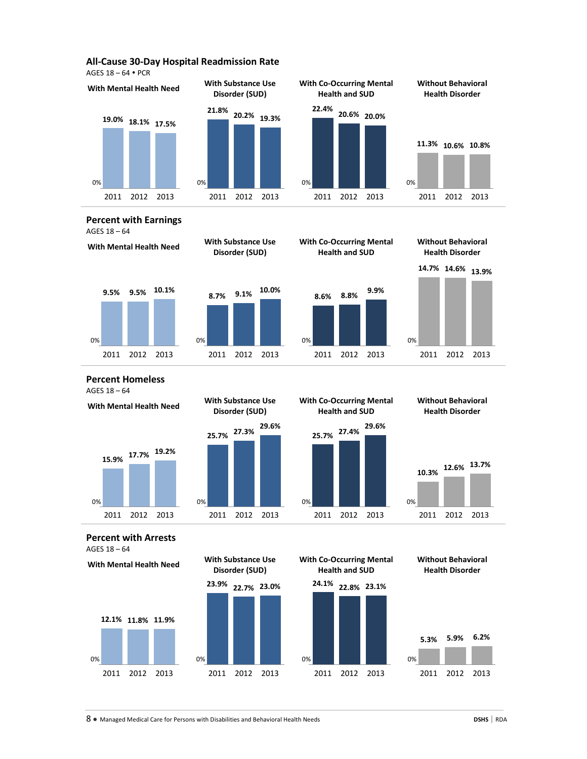## All-Cause 30-Day Hospital Readmission Rate

AGES 18 – 64 • PCR

| | 2011 | 2012 | 2013 |
|---|---|---|---|
| With Mental Health Need | 19.0% | 18.1% | 17.5% |
| With Substance Use Disorder (SUD) | 21.8% | 20.2% | 19.3% |
| With Co-Occurring Mental Health and SUD | 22.4% | 20.6% | 20.0% |
| Without Behavioral Health Disorder | 11.3% | 10.6% | 10.8% |

## Percent with Earnings

AGES 18 – 64

| | 2011 | 2012 | 2013 |
|---|---|---|---|
| With Mental Health Need | 9.5% | 9.5% | 10.1% |
| With Substance Use Disorder (SUD) | 8.7% | 9.1% | 10.0% |
| With Co-Occurring Mental Health and SUD | 8.6% | 8.8% | 9.9% |
| Without Behavioral Health Disorder | 14.7% | 14.6% | 13.9% |

## Percent Homeless

AGES 18 – 64

| | 2011 | 2012 | 2013 |
|---|---|---|---|
| With Mental Health Need | 15.9% | 17.7% | 19.2% |
| With Substance Use Disorder (SUD) | 25.7% | 27.3% | 29.6% |
| With Co-Occurring Mental Health and SUD | 25.7% | 27.4% | 29.6% |
| Without Behavioral Health Disorder | 10.3% | 12.6% | 13.7% |

## Percent with Arrests

AGES 18 – 64

| | 2011 | 2012 | 2013 |
|---|---|---|---|
| With Mental Health Need | 12.1% | 11.8% | 11.9% |
| With Substance Use Disorder (SUD) | 23.9% | 22.7% | 23.0% |
| With Co-Occurring Mental Health and SUD | 24.1% | 22.8% | 23.1% |
| Without Behavioral Health Disorder | 5.3% | 5.9% | 6.2% |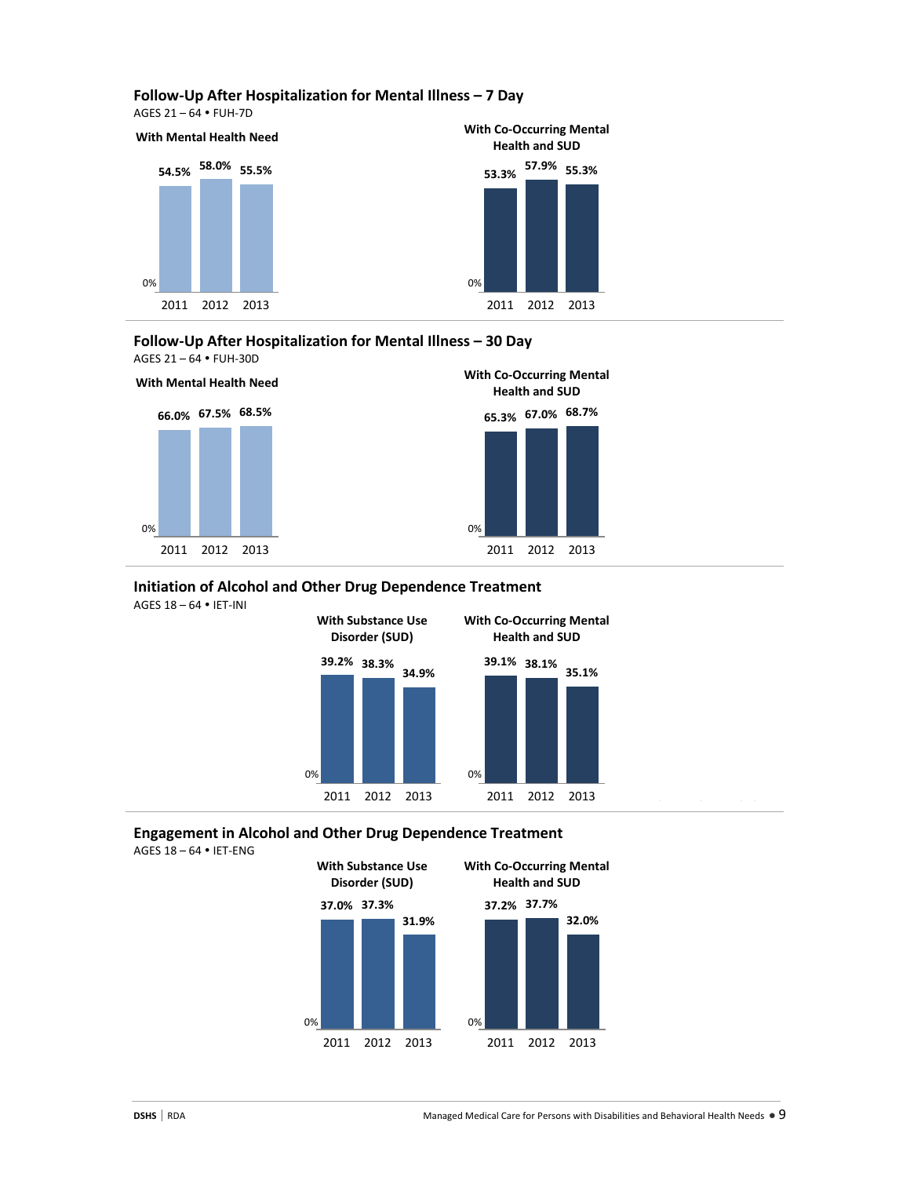### Follow-Up After Hospitalization for Mental Illness – 7 Day

AGES 21 – 64 • FUH-7D

| | 2011 | 2012 | 2013 |
|---|---|---|---|
| With Mental Health Need | 54.5% | 58.0% | 55.5% |
| With Co-Occurring Mental Health and SUD | 53.3% | 57.9% | 55.3% |

### Follow-Up After Hospitalization for Mental Illness – 30 Day

AGES 21 – 64 • FUH-30D

| | 2011 | 2012 | 2013 |
|---|---|---|---|
| With Mental Health Need | 66.0% | 67.5% | 68.5% |
| With Co-Occurring Mental Health and SUD | 65.3% | 67.0% | 68.7% |

### Initiation of Alcohol and Other Drug Dependence Treatment

AGES 18 – 64 • IET-INI

| | 2011 | 2012 | 2013 |
|---|---|---|---|
| With Substance Use Disorder (SUD) | 39.2% | 38.3% | 34.9% |
| With Co-Occurring Mental Health and SUD | 39.1% | 38.1% | 35.1% |

### Engagement in Alcohol and Other Drug Dependence Treatment

AGES 18 – 64 • IET-ENG

| | 2011 | 2012 | 2013 |
|---|---|---|---|
| With Substance Use Disorder (SUD) | 37.0% | 37.3% | 31.9% |
| With Co-Occurring Mental Health and SUD | 37.2% | 37.7% | 32.0% |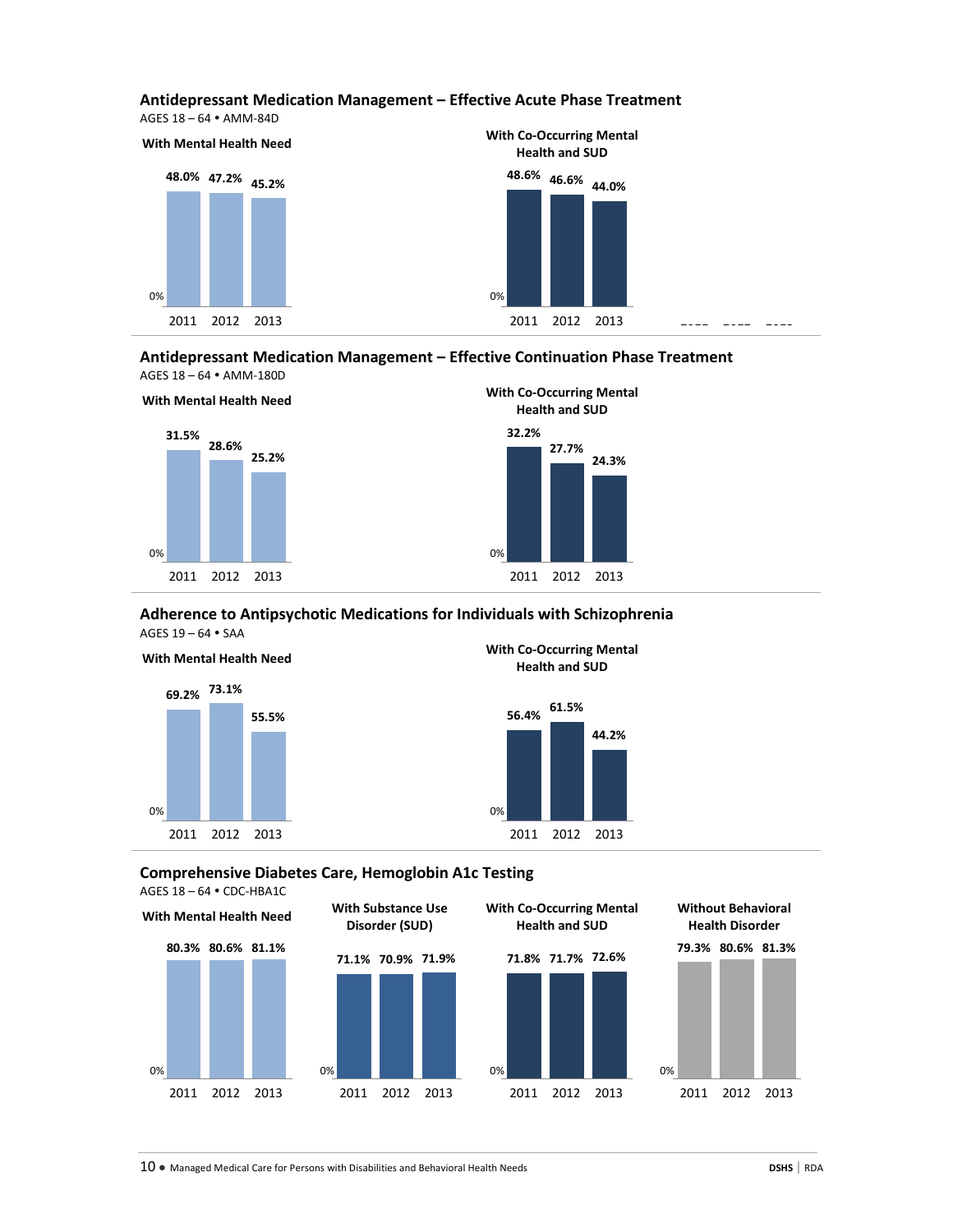### Antidepressant Medication Management – Effective Acute Phase Treatment

AGES 18 – 64 • AMM-84D

| | 2011 | 2012 | 2013 |
|---|---|---|---|
| With Mental Health Need | 48.0% | 47.2% | 45.2% |
| With Co-Occurring Mental Health and SUD | 48.6% | 46.6% | 44.0% |

### Antidepressant Medication Management – Effective Continuation Phase Treatment

AGES 18 – 64 • AMM-180D

| | 2011 | 2012 | 2013 |
|---|---|---|---|
| With Mental Health Need | 31.5% | 28.6% | 25.2% |
| With Co-Occurring Mental Health and SUD | 32.2% | 27.7% | 24.3% |

### Adherence to Antipsychotic Medications for Individuals with Schizophrenia

AGES 19 – 64 • SAA

| | 2011 | 2012 | 2013 |
|---|---|---|---|
| With Mental Health Need | 69.2% | 73.1% | 55.5% |
| With Co-Occurring Mental Health and SUD | 56.4% | 61.5% | 44.2% |

### Comprehensive Diabetes Care, Hemoglobin A1c Testing

AGES 18 – 64 • CDC-HBA1C

| | 2011 | 2012 | 2013 |
|---|---|---|---|
| With Mental Health Need | 80.3% | 80.6% | 81.1% |
| With Substance Use Disorder (SUD) | 71.1% | 70.9% | 71.9% |
| With Co-Occurring Mental Health and SUD | 71.8% | 71.7% | 72.6% |
| Without Behavioral Health Disorder | 79.3% | 80.6% | 81.3% |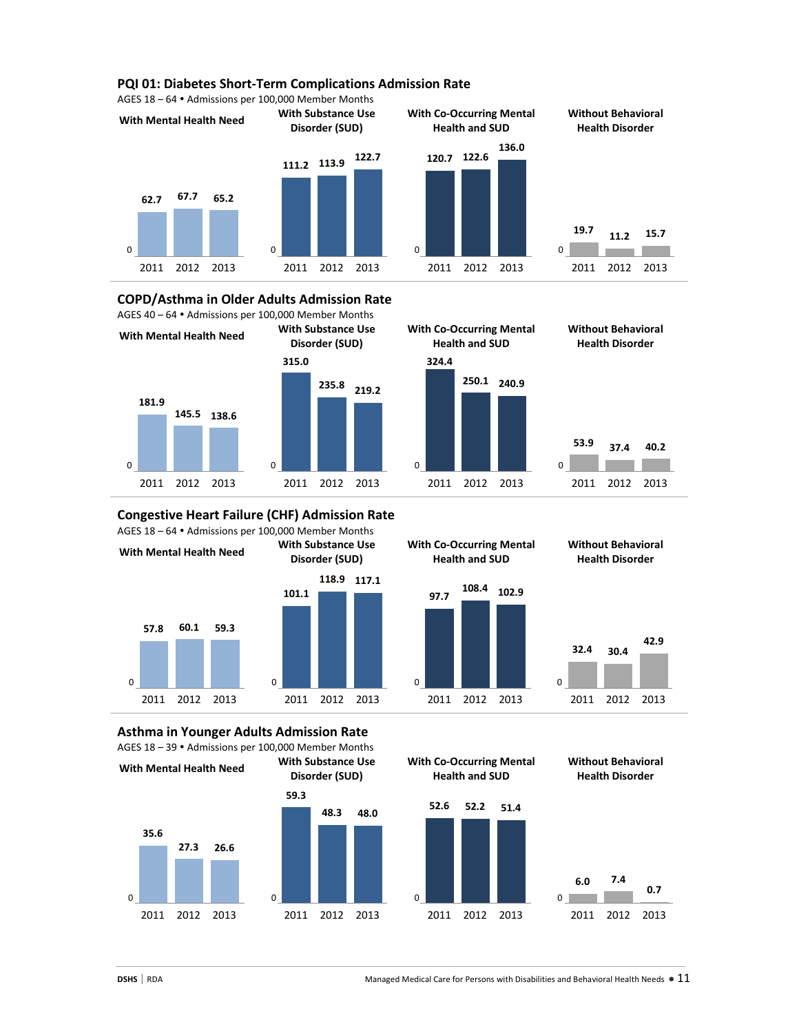## PQI 01: Diabetes Short-Term Complications Admission Rate

AGES 18 – 64 • Admissions per 100,000 Member Months

| | 2011 | 2012 | 2013 |
|---|---|---|---|
| With Mental Health Need | 62.7 | 67.7 | 65.2 |
| With Substance Use Disorder (SUD) | 111.2 | 113.9 | 122.7 |
| With Co-Occurring Mental Health and SUD | 120.7 | 122.6 | 136.0 |
| Without Behavioral Health Disorder | 19.7 | 11.2 | 15.7 |

## COPD/Asthma in Older Adults Admission Rate

AGES 40 – 64 • Admissions per 100,000 Member Months

| | 2011 | 2012 | 2013 |
|---|---|---|---|
| With Mental Health Need | 181.9 | 145.5 | 138.6 |
| With Substance Use Disorder (SUD) | 315.0 | 235.8 | 219.2 |
| With Co-Occurring Mental Health and SUD | 324.4 | 250.1 | 240.9 |
| Without Behavioral Health Disorder | 53.9 | 37.4 | 40.2 |

## Congestive Heart Failure (CHF) Admission Rate

AGES 18 – 64 • Admissions per 100,000 Member Months

| | 2011 | 2012 | 2013 |
|---|---|---|---|
| With Mental Health Need | 57.8 | 60.1 | 59.3 |
| With Substance Use Disorder (SUD) | 101.1 | 118.9 | 117.1 |
| With Co-Occurring Mental Health and SUD | 97.7 | 108.4 | 102.9 |
| Without Behavioral Health Disorder | 32.4 | 30.4 | 42.9 |

## Asthma in Younger Adults Admission Rate

AGES 18 – 39 • Admissions per 100,000 Member Months

| | 2011 | 2012 | 2013 |
|---|---|---|---|
| With Mental Health Need | 35.6 | 27.3 | 26.6 |
| With Substance Use Disorder (SUD) | 59.3 | 48.3 | 48.0 |
| With Co-Occurring Mental Health and SUD | 52.6 | 52.2 | 51.4 |
| Without Behavioral Health Disorder | 6.0 | 7.4 | 0.7 |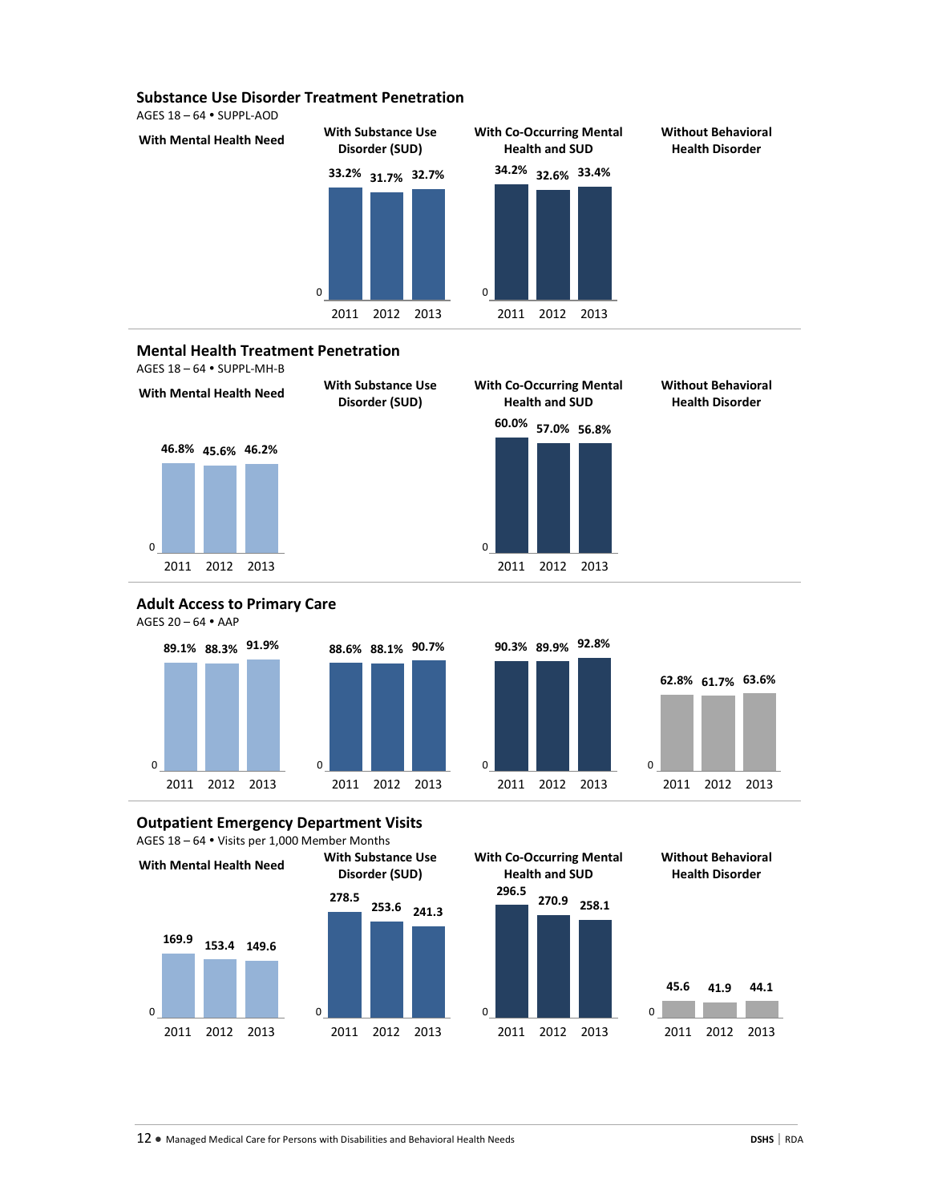### Substance Use Disorder Treatment Penetration

AGES 18 – 64 • SUPPL-AOD

| Year | With Mental Health Need | With Substance Use Disorder (SUD) | With Co-Occurring Mental Health and SUD | Without Behavioral Health Disorder |
|---|---|---|---|---|
| 2011 | | 33.2% | 34.2% | |
| 2012 | | 31.7% | 32.6% | |
| 2013 | | 32.7% | 33.4% | |

### Mental Health Treatment Penetration

AGES 18 – 64 • SUPPL-MH-B

| Year | With Mental Health Need | With Substance Use Disorder (SUD) | With Co-Occurring Mental Health and SUD | Without Behavioral Health Disorder |
|---|---|---|---|---|
| 2011 | 46.8% | | 60.0% | |
| 2012 | 45.6% | | 57.0% | |
| 2013 | 46.2% | | 56.8% | |

### Adult Access to Primary Care

AGES 20 – 64 • AAP

| Year | With Mental Health Need | With Substance Use Disorder (SUD) | With Co-Occurring Mental Health and SUD | Without Behavioral Health Disorder |
|---|---|---|---|---|
| 2011 | 89.1% | 88.6% | 90.3% | 62.8% |
| 2012 | 88.3% | 88.1% | 89.9% | 61.7% |
| 2013 | 91.9% | 90.7% | 92.8% | 63.6% |

### Outpatient Emergency Department Visits

AGES 18 – 64 • Visits per 1,000 Member Months

| Year | With Mental Health Need | With Substance Use Disorder (SUD) | With Co-Occurring Mental Health and SUD | Without Behavioral Health Disorder |
|---|---|---|---|---|
| 2011 | 169.9 | 278.5 | 296.5 | 45.6 |
| 2012 | 153.4 | 253.6 | 270.9 | 41.9 |
| 2013 | 149.6 | 241.3 | 258.1 | 44.1 |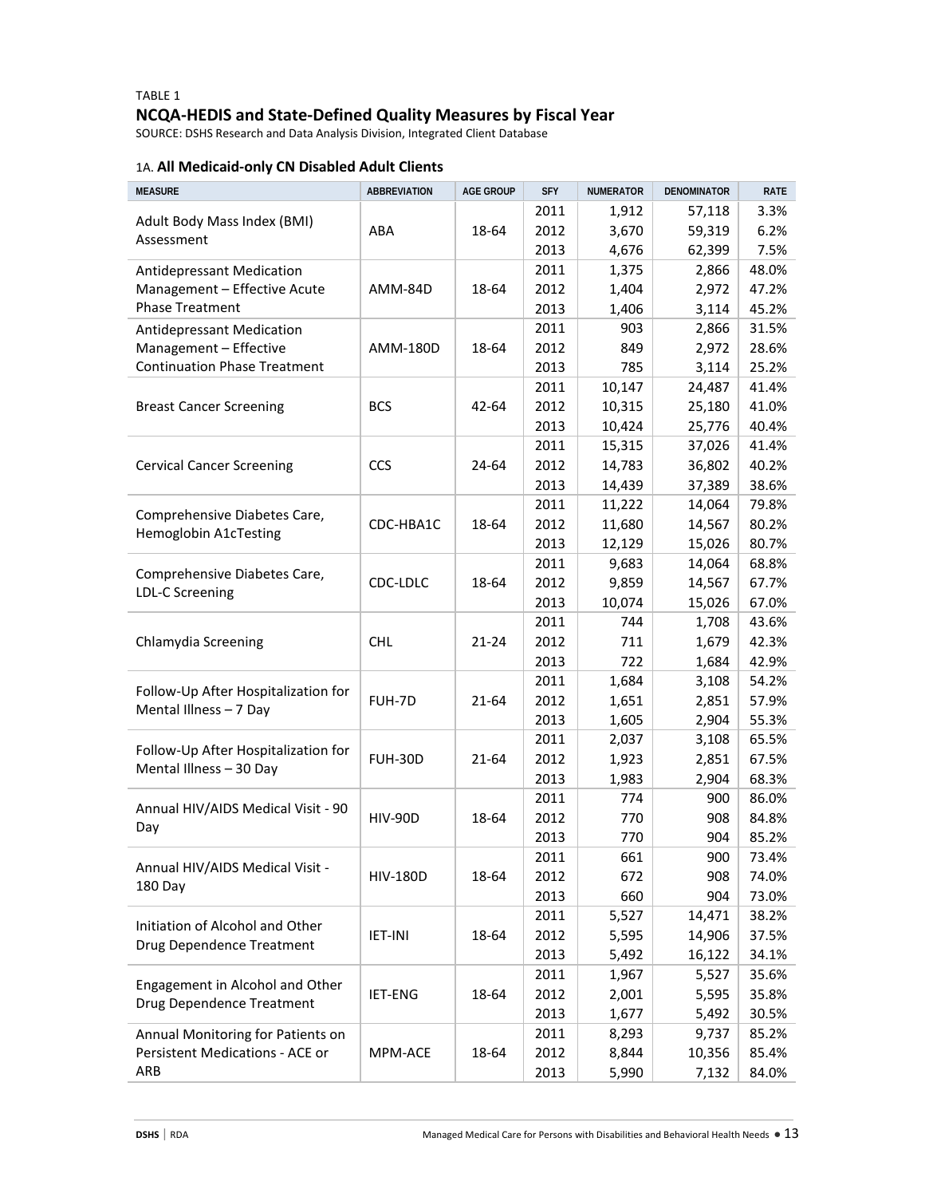TABLE 1

## NCQA-HEDIS and State-Defined Quality Measures by Fiscal Year

SOURCE: DSHS Research and Data Analysis Division, Integrated Client Database

### 1A. All Medicaid-only CN Disabled Adult Clients

| MEASURE | ABBREVIATION | AGE GROUP | SFY | NUMERATOR | DENOMINATOR | RATE |
|---|---|---|---|---|---|---|
| Adult Body Mass Index (BMI) Assessment | ABA | 18-64 | 2011 | 1,912 | 57,118 | 3.3% |
| | | | 2012 | 3,670 | 59,319 | 6.2% |
| | | | 2013 | 4,676 | 62,399 | 7.5% |
| Antidepressant Medication Management – Effective Acute Phase Treatment | AMM-84D | 18-64 | 2011 | 1,375 | 2,866 | 48.0% |
| | | | 2012 | 1,404 | 2,972 | 47.2% |
| | | | 2013 | 1,406 | 3,114 | 45.2% |
| Antidepressant Medication Management – Effective Continuation Phase Treatment | AMM-180D | 18-64 | 2011 | 903 | 2,866 | 31.5% |
| | | | 2012 | 849 | 2,972 | 28.6% |
| | | | 2013 | 785 | 3,114 | 25.2% |
| Breast Cancer Screening | BCS | 42-64 | 2011 | 10,147 | 24,487 | 41.4% |
| | | | 2012 | 10,315 | 25,180 | 41.0% |
| | | | 2013 | 10,424 | 25,776 | 40.4% |
| Cervical Cancer Screening | CCS | 24-64 | 2011 | 15,315 | 37,026 | 41.4% |
| | | | 2012 | 14,783 | 36,802 | 40.2% |
| | | | 2013 | 14,439 | 37,389 | 38.6% |
| Comprehensive Diabetes Care, Hemoglobin A1cTesting | CDC-HBA1C | 18-64 | 2011 | 11,222 | 14,064 | 79.8% |
| | | | 2012 | 11,680 | 14,567 | 80.2% |
| | | | 2013 | 12,129 | 15,026 | 80.7% |
| Comprehensive Diabetes Care, LDL-C Screening | CDC-LDLC | 18-64 | 2011 | 9,683 | 14,064 | 68.8% |
| | | | 2012 | 9,859 | 14,567 | 67.7% |
| | | | 2013 | 10,074 | 15,026 | 67.0% |
| Chlamydia Screening | CHL | 21-24 | 2011 | 744 | 1,708 | 43.6% |
| | | | 2012 | 711 | 1,679 | 42.3% |
| | | | 2013 | 722 | 1,684 | 42.9% |
| Follow-Up After Hospitalization for Mental Illness – 7 Day | FUH-7D | 21-64 | 2011 | 1,684 | 3,108 | 54.2% |
| | | | 2012 | 1,651 | 2,851 | 57.9% |
| | | | 2013 | 1,605 | 2,904 | 55.3% |
| Follow-Up After Hospitalization for Mental Illness – 30 Day | FUH-30D | 21-64 | 2011 | 2,037 | 3,108 | 65.5% |
| | | | 2012 | 1,923 | 2,851 | 67.5% |
| | | | 2013 | 1,983 | 2,904 | 68.3% |
| Annual HIV/AIDS Medical Visit - 90 Day | HIV-90D | 18-64 | 2011 | 774 | 900 | 86.0% |
| | | | 2012 | 770 | 908 | 84.8% |
| | | | 2013 | 770 | 904 | 85.2% |
| Annual HIV/AIDS Medical Visit - 180 Day | HIV-180D | 18-64 | 2011 | 661 | 900 | 73.4% |
| | | | 2012 | 672 | 908 | 74.0% |
| | | | 2013 | 660 | 904 | 73.0% |
| Initiation of Alcohol and Other Drug Dependence Treatment | IET-INI | 18-64 | 2011 | 5,527 | 14,471 | 38.2% |
| | | | 2012 | 5,595 | 14,906 | 37.5% |
| | | | 2013 | 5,492 | 16,122 | 34.1% |
| Engagement in Alcohol and Other Drug Dependence Treatment | IET-ENG | 18-64 | 2011 | 1,967 | 5,527 | 35.6% |
| | | | 2012 | 2,001 | 5,595 | 35.8% |
| | | | 2013 | 1,677 | 5,492 | 30.5% |
| Annual Monitoring for Patients on Persistent Medications - ACE or ARB | MPM-ACE | 18-64 | 2011 | 8,293 | 9,737 | 85.2% |
| | | | 2012 | 8,844 | 10,356 | 85.4% |
| | | | 2013 | 5,990 | 7,132 | 84.0% |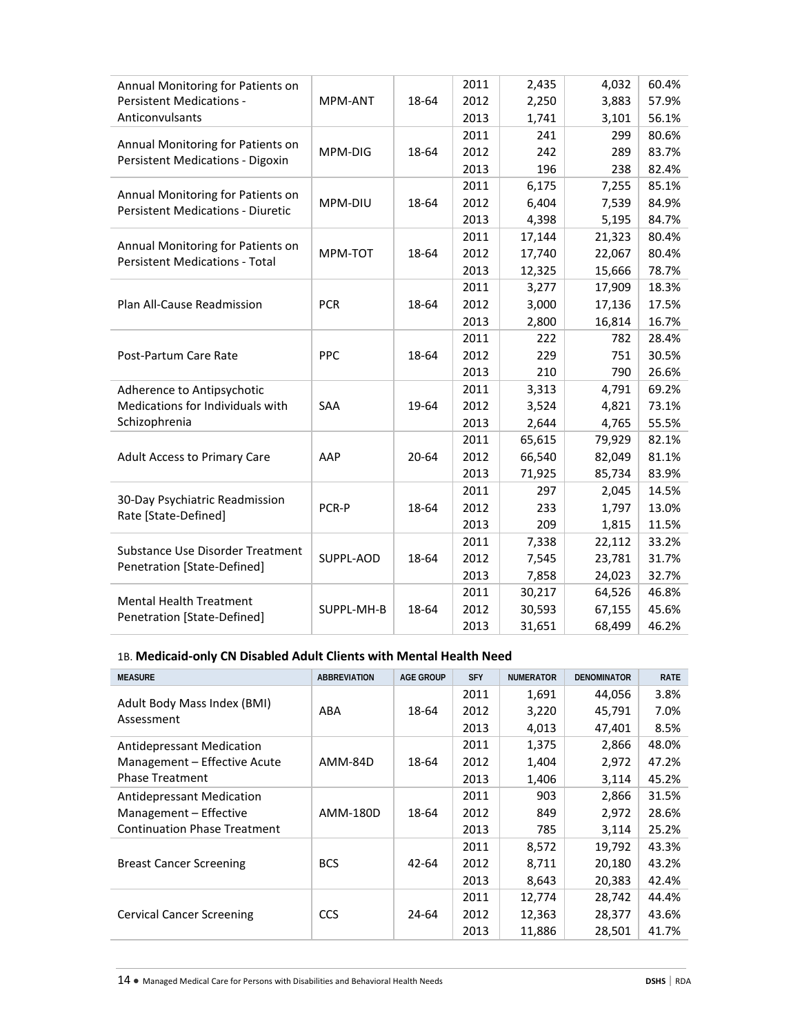| MEASURE | ABBREVIATION | AGE GROUP | SFY | NUMERATOR | DENOMINATOR | RATE |
|---|---|---|---|---|---|---|
| Annual Monitoring for Patients on Persistent Medications - Anticonvulsants | MPM-ANT | 18-64 | 2011 | 2,435 | 4,032 | 60.4% |
| | | | 2012 | 2,250 | 3,883 | 57.9% |
| | | | 2013 | 1,741 | 3,101 | 56.1% |
| Annual Monitoring for Patients on Persistent Medications - Digoxin | MPM-DIG | 18-64 | 2011 | 241 | 299 | 80.6% |
| | | | 2012 | 242 | 289 | 83.7% |
| | | | 2013 | 196 | 238 | 82.4% |
| Annual Monitoring for Patients on Persistent Medications - Diuretic | MPM-DIU | 18-64 | 2011 | 6,175 | 7,255 | 85.1% |
| | | | 2012 | 6,404 | 7,539 | 84.9% |
| | | | 2013 | 4,398 | 5,195 | 84.7% |
| Annual Monitoring for Patients on Persistent Medications - Total | MPM-TOT | 18-64 | 2011 | 17,144 | 21,323 | 80.4% |
| | | | 2012 | 17,740 | 22,067 | 80.4% |
| | | | 2013 | 12,325 | 15,666 | 78.7% |
| Plan All-Cause Readmission | PCR | 18-64 | 2011 | 3,277 | 17,909 | 18.3% |
| | | | 2012 | 3,000 | 17,136 | 17.5% |
| | | | 2013 | 2,800 | 16,814 | 16.7% |
| Post-Partum Care Rate | PPC | 18-64 | 2011 | 222 | 782 | 28.4% |
| | | | 2012 | 229 | 751 | 30.5% |
| | | | 2013 | 210 | 790 | 26.6% |
| Adherence to Antipsychotic Medications for Individuals with Schizophrenia | SAA | 19-64 | 2011 | 3,313 | 4,791 | 69.2% |
| | | | 2012 | 3,524 | 4,821 | 73.1% |
| | | | 2013 | 2,644 | 4,765 | 55.5% |
| Adult Access to Primary Care | AAP | 20-64 | 2011 | 65,615 | 79,929 | 82.1% |
| | | | 2012 | 66,540 | 82,049 | 81.1% |
| | | | 2013 | 71,925 | 85,734 | 83.9% |
| 30-Day Psychiatric Readmission Rate [State-Defined] | PCR-P | 18-64 | 2011 | 297 | 2,045 | 14.5% |
| | | | 2012 | 233 | 1,797 | 13.0% |
| | | | 2013 | 209 | 1,815 | 11.5% |
| Substance Use Disorder Treatment Penetration [State-Defined] | SUPPL-AOD | 18-64 | 2011 | 7,338 | 22,112 | 33.2% |
| | | | 2012 | 7,545 | 23,781 | 31.7% |
| | | | 2013 | 7,858 | 24,023 | 32.7% |
| Mental Health Treatment Penetration [State-Defined] | SUPPL-MH-B | 18-64 | 2011 | 30,217 | 64,526 | 46.8% |
| | | | 2012 | 30,593 | 67,155 | 45.6% |
| | | | 2013 | 31,651 | 68,499 | 46.2% |

### 1B. Medicaid-only CN Disabled Adult Clients with Mental Health Need

| MEASURE | ABBREVIATION | AGE GROUP | SFY | NUMERATOR | DENOMINATOR | RATE |
|---|---|---|---|---|---|---|
| Adult Body Mass Index (BMI) Assessment | ABA | 18-64 | 2011 | 1,691 | 44,056 | 3.8% |
| | | | 2012 | 3,220 | 45,791 | 7.0% |
| | | | 2013 | 4,013 | 47,401 | 8.5% |
| Antidepressant Medication Management – Effective Acute Phase Treatment | AMM-84D | 18-64 | 2011 | 1,375 | 2,866 | 48.0% |
| | | | 2012 | 1,404 | 2,972 | 47.2% |
| | | | 2013 | 1,406 | 3,114 | 45.2% |
| Antidepressant Medication Management – Effective Continuation Phase Treatment | AMM-180D | 18-64 | 2011 | 903 | 2,866 | 31.5% |
| | | | 2012 | 849 | 2,972 | 28.6% |
| | | | 2013 | 785 | 3,114 | 25.2% |
| Breast Cancer Screening | BCS | 42-64 | 2011 | 8,572 | 19,792 | 43.3% |
| | | | 2012 | 8,711 | 20,180 | 43.2% |
| | | | 2013 | 8,643 | 20,383 | 42.4% |
| Cervical Cancer Screening | CCS | 24-64 | 2011 | 12,774 | 28,742 | 44.4% |
| | | | 2012 | 12,363 | 28,377 | 43.6% |
| | | | 2013 | 11,886 | 28,501 | 41.7% |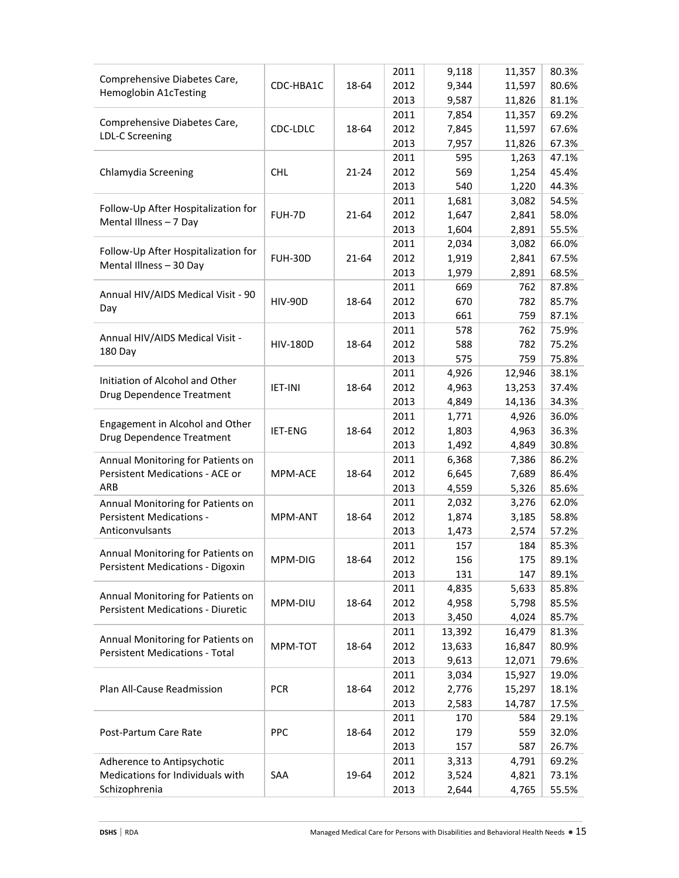| | | | | | | |
|---|---|---|---|---|---|---|
| Comprehensive Diabetes Care, Hemoglobin A1cTesting | CDC-HBA1C | 18-64 | 2011 | 9,118 | 11,357 | 80.3% |
| | | | 2012 | 9,344 | 11,597 | 80.6% |
| | | | 2013 | 9,587 | 11,826 | 81.1% |
| Comprehensive Diabetes Care, LDL-C Screening | CDC-LDLC | 18-64 | 2011 | 7,854 | 11,357 | 69.2% |
| | | | 2012 | 7,845 | 11,597 | 67.6% |
| | | | 2013 | 7,957 | 11,826 | 67.3% |
| Chlamydia Screening | CHL | 21-24 | 2011 | 595 | 1,263 | 47.1% |
| | | | 2012 | 569 | 1,254 | 45.4% |
| | | | 2013 | 540 | 1,220 | 44.3% |
| Follow-Up After Hospitalization for Mental Illness – 7 Day | FUH-7D | 21-64 | 2011 | 1,681 | 3,082 | 54.5% |
| | | | 2012 | 1,647 | 2,841 | 58.0% |
| | | | 2013 | 1,604 | 2,891 | 55.5% |
| Follow-Up After Hospitalization for Mental Illness – 30 Day | FUH-30D | 21-64 | 2011 | 2,034 | 3,082 | 66.0% |
| | | | 2012 | 1,919 | 2,841 | 67.5% |
| | | | 2013 | 1,979 | 2,891 | 68.5% |
| Annual HIV/AIDS Medical Visit - 90 Day | HIV-90D | 18-64 | 2011 | 669 | 762 | 87.8% |
| | | | 2012 | 670 | 782 | 85.7% |
| | | | 2013 | 661 | 759 | 87.1% |
| Annual HIV/AIDS Medical Visit - 180 Day | HIV-180D | 18-64 | 2011 | 578 | 762 | 75.9% |
| | | | 2012 | 588 | 782 | 75.2% |
| | | | 2013 | 575 | 759 | 75.8% |
| Initiation of Alcohol and Other Drug Dependence Treatment | IET-INI | 18-64 | 2011 | 4,926 | 12,946 | 38.1% |
| | | | 2012 | 4,963 | 13,253 | 37.4% |
| | | | 2013 | 4,849 | 14,136 | 34.3% |
| Engagement in Alcohol and Other Drug Dependence Treatment | IET-ENG | 18-64 | 2011 | 1,771 | 4,926 | 36.0% |
| | | | 2012 | 1,803 | 4,963 | 36.3% |
| | | | 2013 | 1,492 | 4,849 | 30.8% |
| Annual Monitoring for Patients on Persistent Medications - ACE or ARB | MPM-ACE | 18-64 | 2011 | 6,368 | 7,386 | 86.2% |
| | | | 2012 | 6,645 | 7,689 | 86.4% |
| | | | 2013 | 4,559 | 5,326 | 85.6% |
| Annual Monitoring for Patients on Persistent Medications - Anticonvulsants | MPM-ANT | 18-64 | 2011 | 2,032 | 3,276 | 62.0% |
| | | | 2012 | 1,874 | 3,185 | 58.8% |
| | | | 2013 | 1,473 | 2,574 | 57.2% |
| Annual Monitoring for Patients on Persistent Medications - Digoxin | MPM-DIG | 18-64 | 2011 | 157 | 184 | 85.3% |
| | | | 2012 | 156 | 175 | 89.1% |
| | | | 2013 | 131 | 147 | 89.1% |
| Annual Monitoring for Patients on Persistent Medications - Diuretic | MPM-DIU | 18-64 | 2011 | 4,835 | 5,633 | 85.8% |
| | | | 2012 | 4,958 | 5,798 | 85.5% |
| | | | 2013 | 3,450 | 4,024 | 85.7% |
| Annual Monitoring for Patients on Persistent Medications - Total | MPM-TOT | 18-64 | 2011 | 13,392 | 16,479 | 81.3% |
| | | | 2012 | 13,633 | 16,847 | 80.9% |
| | | | 2013 | 9,613 | 12,071 | 79.6% |
| Plan All-Cause Readmission | PCR | 18-64 | 2011 | 3,034 | 15,927 | 19.0% |
| | | | 2012 | 2,776 | 15,297 | 18.1% |
| | | | 2013 | 2,583 | 14,787 | 17.5% |
| Post-Partum Care Rate | PPC | 18-64 | 2011 | 170 | 584 | 29.1% |
| | | | 2012 | 179 | 559 | 32.0% |
| | | | 2013 | 157 | 587 | 26.7% |
| Adherence to Antipsychotic Medications for Individuals with Schizophrenia | SAA | 19-64 | 2011 | 3,313 | 4,791 | 69.2% |
| | | | 2012 | 3,524 | 4,821 | 73.1% |
| | | | 2013 | 2,644 | 4,765 | 55.5% |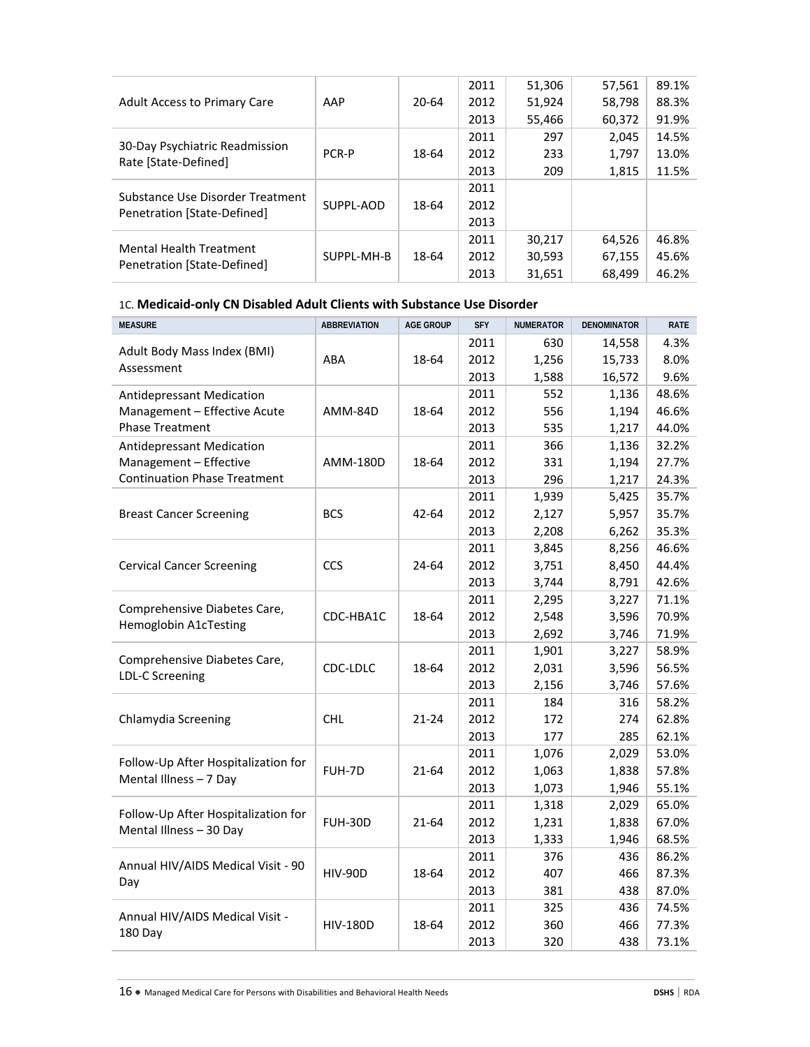| | | | | | | |
|---|---|---|---|---|---|---|
| Adult Access to Primary Care | AAP | 20-64 | 2011 | 51,306 | 57,561 | 89.1% |
| | | | 2012 | 51,924 | 58,798 | 88.3% |
| | | | 2013 | 55,466 | 60,372 | 91.9% |
| 30-Day Psychiatric Readmission Rate [State-Defined] | PCR-P | 18-64 | 2011 | 297 | 2,045 | 14.5% |
| | | | 2012 | 233 | 1,797 | 13.0% |
| | | | 2013 | 209 | 1,815 | 11.5% |
| Substance Use Disorder Treatment Penetration [State-Defined] | SUPPL-AOD | 18-64 | 2011 | | | |
| | | | 2012 | | | |
| | | | 2013 | | | |
| Mental Health Treatment Penetration [State-Defined] | SUPPL-MH-B | 18-64 | 2011 | 30,217 | 64,526 | 46.8% |
| | | | 2012 | 30,593 | 67,155 | 45.6% |
| | | | 2013 | 31,651 | 68,499 | 46.2% |

1C. **Medicaid-only CN Disabled Adult Clients with Substance Use Disorder**

| MEASURE | ABBREVIATION | AGE GROUP | SFY | NUMERATOR | DENOMINATOR | RATE |
|---|---|---|---|---|---|---|
| Adult Body Mass Index (BMI) Assessment | ABA | 18-64 | 2011 | 630 | 14,558 | 4.3% |
| | | | 2012 | 1,256 | 15,733 | 8.0% |
| | | | 2013 | 1,588 | 16,572 | 9.6% |
| Antidepressant Medication Management – Effective Acute Phase Treatment | AMM-84D | 18-64 | 2011 | 552 | 1,136 | 48.6% |
| | | | 2012 | 556 | 1,194 | 46.6% |
| | | | 2013 | 535 | 1,217 | 44.0% |
| Antidepressant Medication Management – Effective Continuation Phase Treatment | AMM-180D | 18-64 | 2011 | 366 | 1,136 | 32.2% |
| | | | 2012 | 331 | 1,194 | 27.7% |
| | | | 2013 | 296 | 1,217 | 24.3% |
| Breast Cancer Screening | BCS | 42-64 | 2011 | 1,939 | 5,425 | 35.7% |
| | | | 2012 | 2,127 | 5,957 | 35.7% |
| | | | 2013 | 2,208 | 6,262 | 35.3% |
| Cervical Cancer Screening | CCS | 24-64 | 2011 | 3,845 | 8,256 | 46.6% |
| | | | 2012 | 3,751 | 8,450 | 44.4% |
| | | | 2013 | 3,744 | 8,791 | 42.6% |
| Comprehensive Diabetes Care, Hemoglobin A1cTesting | CDC-HBA1C | 18-64 | 2011 | 2,295 | 3,227 | 71.1% |
| | | | 2012 | 2,548 | 3,596 | 70.9% |
| | | | 2013 | 2,692 | 3,746 | 71.9% |
| Comprehensive Diabetes Care, LDL-C Screening | CDC-LDLC | 18-64 | 2011 | 1,901 | 3,227 | 58.9% |
| | | | 2012 | 2,031 | 3,596 | 56.5% |
| | | | 2013 | 2,156 | 3,746 | 57.6% |
| Chlamydia Screening | CHL | 21-24 | 2011 | 184 | 316 | 58.2% |
| | | | 2012 | 172 | 274 | 62.8% |
| | | | 2013 | 177 | 285 | 62.1% |
| Follow-Up After Hospitalization for Mental Illness – 7 Day | FUH-7D | 21-64 | 2011 | 1,076 | 2,029 | 53.0% |
| | | | 2012 | 1,063 | 1,838 | 57.8% |
| | | | 2013 | 1,073 | 1,946 | 55.1% |
| Follow-Up After Hospitalization for Mental Illness – 30 Day | FUH-30D | 21-64 | 2011 | 1,318 | 2,029 | 65.0% |
| | | | 2012 | 1,231 | 1,838 | 67.0% |
| | | | 2013 | 1,333 | 1,946 | 68.5% |
| Annual HIV/AIDS Medical Visit - 90 Day | HIV-90D | 18-64 | 2011 | 376 | 436 | 86.2% |
| | | | 2012 | 407 | 466 | 87.3% |
| | | | 2013 | 381 | 438 | 87.0% |
| Annual HIV/AIDS Medical Visit - 180 Day | HIV-180D | 18-64 | 2011 | 325 | 436 | 74.5% |
| | | | 2012 | 360 | 466 | 77.3% |
| | | | 2013 | 320 | 438 | 73.1% |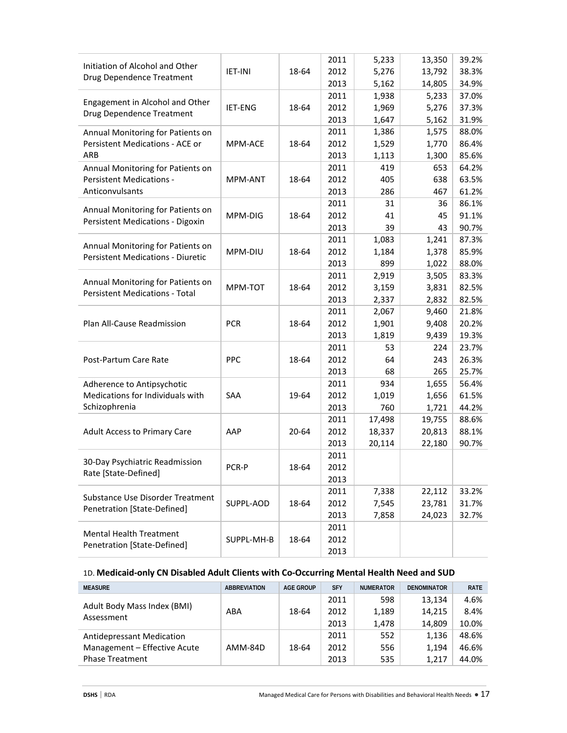| | | | | | | |
|---|---|---|---|---|---|---|
| Initiation of Alcohol and Other Drug Dependence Treatment | IET-INI | 18-64 | 2011 | 5,233 | 13,350 | 39.2% |
| | | | 2012 | 5,276 | 13,792 | 38.3% |
| | | | 2013 | 5,162 | 14,805 | 34.9% |
| Engagement in Alcohol and Other Drug Dependence Treatment | IET-ENG | 18-64 | 2011 | 1,938 | 5,233 | 37.0% |
| | | | 2012 | 1,969 | 5,276 | 37.3% |
| | | | 2013 | 1,647 | 5,162 | 31.9% |
| Annual Monitoring for Patients on Persistent Medications - ACE or ARB | MPM-ACE | 18-64 | 2011 | 1,386 | 1,575 | 88.0% |
| | | | 2012 | 1,529 | 1,770 | 86.4% |
| | | | 2013 | 1,113 | 1,300 | 85.6% |
| Annual Monitoring for Patients on Persistent Medications - Anticonvulsants | MPM-ANT | 18-64 | 2011 | 419 | 653 | 64.2% |
| | | | 2012 | 405 | 638 | 63.5% |
| | | | 2013 | 286 | 467 | 61.2% |
| Annual Monitoring for Patients on Persistent Medications - Digoxin | MPM-DIG | 18-64 | 2011 | 31 | 36 | 86.1% |
| | | | 2012 | 41 | 45 | 91.1% |
| | | | 2013 | 39 | 43 | 90.7% |
| Annual Monitoring for Patients on Persistent Medications - Diuretic | MPM-DIU | 18-64 | 2011 | 1,083 | 1,241 | 87.3% |
| | | | 2012 | 1,184 | 1,378 | 85.9% |
| | | | 2013 | 899 | 1,022 | 88.0% |
| Annual Monitoring for Patients on Persistent Medications - Total | MPM-TOT | 18-64 | 2011 | 2,919 | 3,505 | 83.3% |
| | | | 2012 | 3,159 | 3,831 | 82.5% |
| | | | 2013 | 2,337 | 2,832 | 82.5% |
| Plan All-Cause Readmission | PCR | 18-64 | 2011 | 2,067 | 9,460 | 21.8% |
| | | | 2012 | 1,901 | 9,408 | 20.2% |
| | | | 2013 | 1,819 | 9,439 | 19.3% |
| Post-Partum Care Rate | PPC | 18-64 | 2011 | 53 | 224 | 23.7% |
| | | | 2012 | 64 | 243 | 26.3% |
| | | | 2013 | 68 | 265 | 25.7% |
| Adherence to Antipsychotic Medications for Individuals with Schizophrenia | SAA | 19-64 | 2011 | 934 | 1,655 | 56.4% |
| | | | 2012 | 1,019 | 1,656 | 61.5% |
| | | | 2013 | 760 | 1,721 | 44.2% |
| Adult Access to Primary Care | AAP | 20-64 | 2011 | 17,498 | 19,755 | 88.6% |
| | | | 2012 | 18,337 | 20,813 | 88.1% |
| | | | 2013 | 20,114 | 22,180 | 90.7% |
| 30-Day Psychiatric Readmission Rate [State-Defined] | PCR-P | 18-64 | 2011 | | | |
| | | | 2012 | | | |
| | | | 2013 | | | |
| Substance Use Disorder Treatment Penetration [State-Defined] | SUPPL-AOD | 18-64 | 2011 | 7,338 | 22,112 | 33.2% |
| | | | 2012 | 7,545 | 23,781 | 31.7% |
| | | | 2013 | 7,858 | 24,023 | 32.7% |
| Mental Health Treatment Penetration [State-Defined] | SUPPL-MH-B | 18-64 | 2011 | | | |
| | | | 2012 | | | |
| | | | 2013 | | | |

### 1D. Medicaid-only CN Disabled Adult Clients with Co-Occurring Mental Health Need and SUD

| MEASURE | ABBREVIATION | AGE GROUP | SFY | NUMERATOR | DENOMINATOR | RATE |
|---|---|---|---|---|---|---|
| Adult Body Mass Index (BMI) Assessment | ABA | 18-64 | 2011 | 598 | 13,134 | 4.6% |
| | | | 2012 | 1,189 | 14,215 | 8.4% |
| | | | 2013 | 1,478 | 14,809 | 10.0% |
| Antidepressant Medication Management – Effective Acute Phase Treatment | AMM-84D | 18-64 | 2011 | 552 | 1,136 | 48.6% |
| | | | 2012 | 556 | 1,194 | 46.6% |
| | | | 2013 | 535 | 1,217 | 44.0% |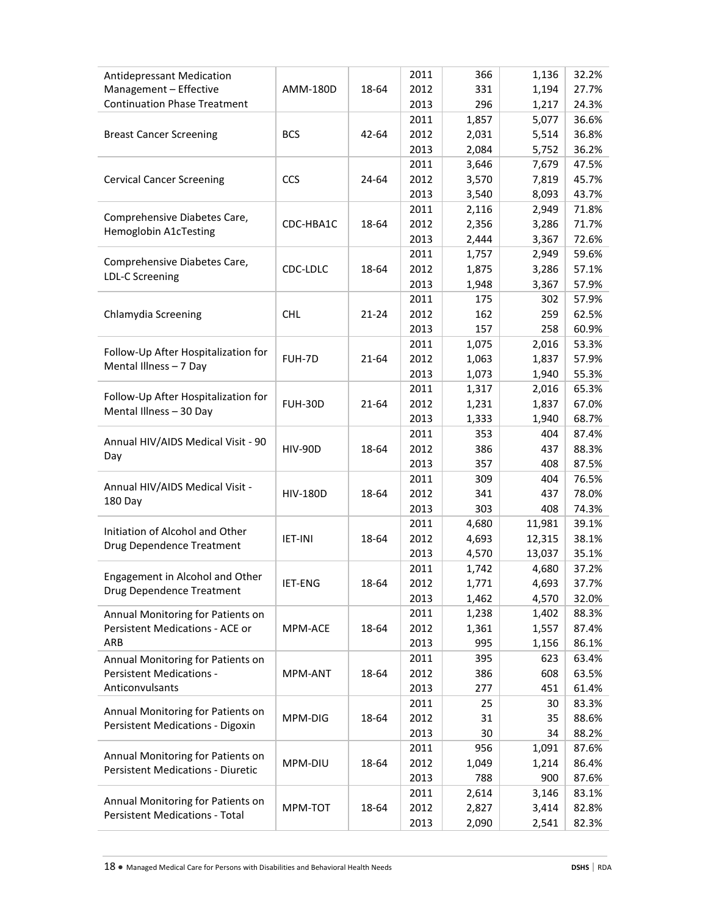| | | | | | | |
|---|---|---|---|---|---|---|
| Antidepressant Medication Management – Effective Continuation Phase Treatment | AMM-180D | 18-64 | 2011 | 366 | 1,136 | 32.2% |
| | | | 2012 | 331 | 1,194 | 27.7% |
| | | | 2013 | 296 | 1,217 | 24.3% |
| Breast Cancer Screening | BCS | 42-64 | 2011 | 1,857 | 5,077 | 36.6% |
| | | | 2012 | 2,031 | 5,514 | 36.8% |
| | | | 2013 | 2,084 | 5,752 | 36.2% |
| Cervical Cancer Screening | CCS | 24-64 | 2011 | 3,646 | 7,679 | 47.5% |
| | | | 2012 | 3,570 | 7,819 | 45.7% |
| | | | 2013 | 3,540 | 8,093 | 43.7% |
| Comprehensive Diabetes Care, Hemoglobin A1cTesting | CDC-HBA1C | 18-64 | 2011 | 2,116 | 2,949 | 71.8% |
| | | | 2012 | 2,356 | 3,286 | 71.7% |
| | | | 2013 | 2,444 | 3,367 | 72.6% |
| Comprehensive Diabetes Care, LDL-C Screening | CDC-LDLC | 18-64 | 2011 | 1,757 | 2,949 | 59.6% |
| | | | 2012 | 1,875 | 3,286 | 57.1% |
| | | | 2013 | 1,948 | 3,367 | 57.9% |
| Chlamydia Screening | CHL | 21-24 | 2011 | 175 | 302 | 57.9% |
| | | | 2012 | 162 | 259 | 62.5% |
| | | | 2013 | 157 | 258 | 60.9% |
| Follow-Up After Hospitalization for Mental Illness – 7 Day | FUH-7D | 21-64 | 2011 | 1,075 | 2,016 | 53.3% |
| | | | 2012 | 1,063 | 1,837 | 57.9% |
| | | | 2013 | 1,073 | 1,940 | 55.3% |
| Follow-Up After Hospitalization for Mental Illness – 30 Day | FUH-30D | 21-64 | 2011 | 1,317 | 2,016 | 65.3% |
| | | | 2012 | 1,231 | 1,837 | 67.0% |
| | | | 2013 | 1,333 | 1,940 | 68.7% |
| Annual HIV/AIDS Medical Visit - 90 Day | HIV-90D | 18-64 | 2011 | 353 | 404 | 87.4% |
| | | | 2012 | 386 | 437 | 88.3% |
| | | | 2013 | 357 | 408 | 87.5% |
| Annual HIV/AIDS Medical Visit - 180 Day | HIV-180D | 18-64 | 2011 | 309 | 404 | 76.5% |
| | | | 2012 | 341 | 437 | 78.0% |
| | | | 2013 | 303 | 408 | 74.3% |
| Initiation of Alcohol and Other Drug Dependence Treatment | IET-INI | 18-64 | 2011 | 4,680 | 11,981 | 39.1% |
| | | | 2012 | 4,693 | 12,315 | 38.1% |
| | | | 2013 | 4,570 | 13,037 | 35.1% |
| Engagement in Alcohol and Other Drug Dependence Treatment | IET-ENG | 18-64 | 2011 | 1,742 | 4,680 | 37.2% |
| | | | 2012 | 1,771 | 4,693 | 37.7% |
| | | | 2013 | 1,462 | 4,570 | 32.0% |
| Annual Monitoring for Patients on Persistent Medications - ACE or ARB | MPM-ACE | 18-64 | 2011 | 1,238 | 1,402 | 88.3% |
| | | | 2012 | 1,361 | 1,557 | 87.4% |
| | | | 2013 | 995 | 1,156 | 86.1% |
| Annual Monitoring for Patients on Persistent Medications - Anticonvulsants | MPM-ANT | 18-64 | 2011 | 395 | 623 | 63.4% |
| | | | 2012 | 386 | 608 | 63.5% |
| | | | 2013 | 277 | 451 | 61.4% |
| Annual Monitoring for Patients on Persistent Medications - Digoxin | MPM-DIG | 18-64 | 2011 | 25 | 30 | 83.3% |
| | | | 2012 | 31 | 35 | 88.6% |
| | | | 2013 | 30 | 34 | 88.2% |
| Annual Monitoring for Patients on Persistent Medications - Diuretic | MPM-DIU | 18-64 | 2011 | 956 | 1,091 | 87.6% |
| | | | 2012 | 1,049 | 1,214 | 86.4% |
| | | | 2013 | 788 | 900 | 87.6% |
| Annual Monitoring for Patients on Persistent Medications - Total | MPM-TOT | 18-64 | 2011 | 2,614 | 3,146 | 83.1% |
| | | | 2012 | 2,827 | 3,414 | 82.8% |
| | | | 2013 | 2,090 | 2,541 | 82.3% |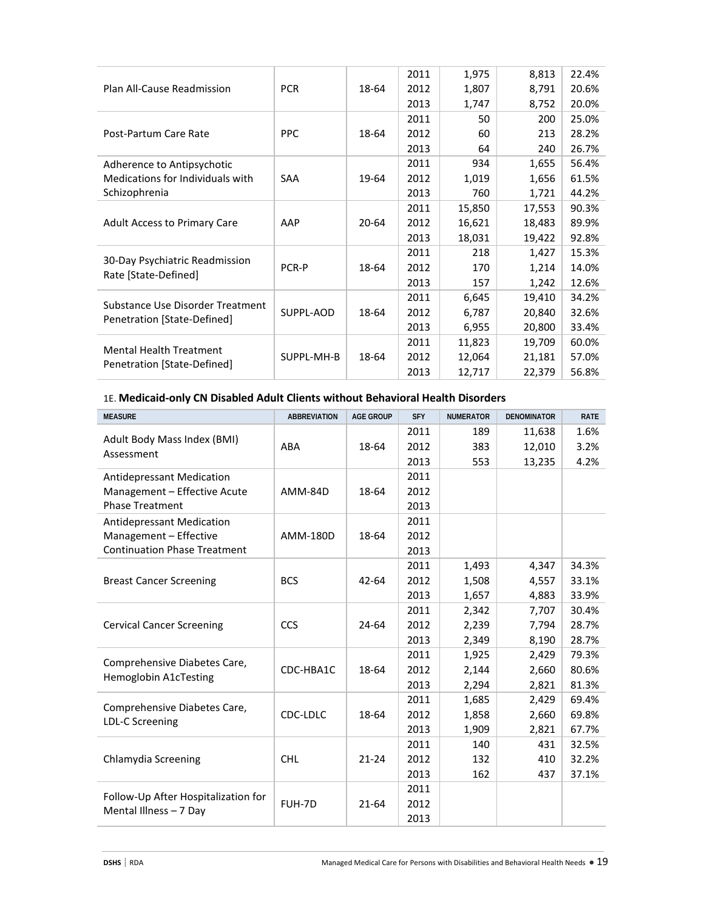| Measure | Abbreviation | Age Group | SFY | Numerator | Denominator | Rate |
|---|---|---|---|---|---|---|
| Plan All-Cause Readmission | PCR | 18-64 | 2011 | 1,975 | 8,813 | 22.4% |
| | | | 2012 | 1,807 | 8,791 | 20.6% |
| | | | 2013 | 1,747 | 8,752 | 20.0% |
| Post-Partum Care Rate | PPC | 18-64 | 2011 | 50 | 200 | 25.0% |
| | | | 2012 | 60 | 213 | 28.2% |
| | | | 2013 | 64 | 240 | 26.7% |
| Adherence to Antipsychotic Medications for Individuals with Schizophrenia | SAA | 19-64 | 2011 | 934 | 1,655 | 56.4% |
| | | | 2012 | 1,019 | 1,656 | 61.5% |
| | | | 2013 | 760 | 1,721 | 44.2% |
| Adult Access to Primary Care | AAP | 20-64 | 2011 | 15,850 | 17,553 | 90.3% |
| | | | 2012 | 16,621 | 18,483 | 89.9% |
| | | | 2013 | 18,031 | 19,422 | 92.8% |
| 30-Day Psychiatric Readmission Rate [State-Defined] | PCR-P | 18-64 | 2011 | 218 | 1,427 | 15.3% |
| | | | 2012 | 170 | 1,214 | 14.0% |
| | | | 2013 | 157 | 1,242 | 12.6% |
| Substance Use Disorder Treatment Penetration [State-Defined] | SUPPL-AOD | 18-64 | 2011 | 6,645 | 19,410 | 34.2% |
| | | | 2012 | 6,787 | 20,840 | 32.6% |
| | | | 2013 | 6,955 | 20,800 | 33.4% |
| Mental Health Treatment Penetration [State-Defined] | SUPPL-MH-B | 18-64 | 2011 | 11,823 | 19,709 | 60.0% |
| | | | 2012 | 12,064 | 21,181 | 57.0% |
| | | | 2013 | 12,717 | 22,379 | 56.8% |

1E. **Medicaid-only CN Disabled Adult Clients without Behavioral Health Disorders**

| MEASURE | ABBREVIATION | AGE GROUP | SFY | NUMERATOR | DENOMINATOR | RATE |
|---|---|---|---|---|---|---|
| Adult Body Mass Index (BMI) Assessment | ABA | 18-64 | 2011 | 189 | 11,638 | 1.6% |
| | | | 2012 | 383 | 12,010 | 3.2% |
| | | | 2013 | 553 | 13,235 | 4.2% |
| Antidepressant Medication Management – Effective Acute Phase Treatment | AMM-84D | 18-64 | 2011 | | | |
| | | | 2012 | | | |
| | | | 2013 | | | |
| Antidepressant Medication Management – Effective Continuation Phase Treatment | AMM-180D | 18-64 | 2011 | | | |
| | | | 2012 | | | |
| | | | 2013 | | | |
| Breast Cancer Screening | BCS | 42-64 | 2011 | 1,493 | 4,347 | 34.3% |
| | | | 2012 | 1,508 | 4,557 | 33.1% |
| | | | 2013 | 1,657 | 4,883 | 33.9% |
| Cervical Cancer Screening | CCS | 24-64 | 2011 | 2,342 | 7,707 | 30.4% |
| | | | 2012 | 2,239 | 7,794 | 28.7% |
| | | | 2013 | 2,349 | 8,190 | 28.7% |
| Comprehensive Diabetes Care, Hemoglobin A1cTesting | CDC-HBA1C | 18-64 | 2011 | 1,925 | 2,429 | 79.3% |
| | | | 2012 | 2,144 | 2,660 | 80.6% |
| | | | 2013 | 2,294 | 2,821 | 81.3% |
| Comprehensive Diabetes Care, LDL-C Screening | CDC-LDLC | 18-64 | 2011 | 1,685 | 2,429 | 69.4% |
| | | | 2012 | 1,858 | 2,660 | 69.8% |
| | | | 2013 | 1,909 | 2,821 | 67.7% |
| Chlamydia Screening | CHL | 21-24 | 2011 | 140 | 431 | 32.5% |
| | | | 2012 | 132 | 410 | 32.2% |
| | | | 2013 | 162 | 437 | 37.1% |
| Follow-Up After Hospitalization for Mental Illness – 7 Day | FUH-7D | 21-64 | 2011 | | | |
| | | | 2012 | | | |
| | | | 2013 | | | |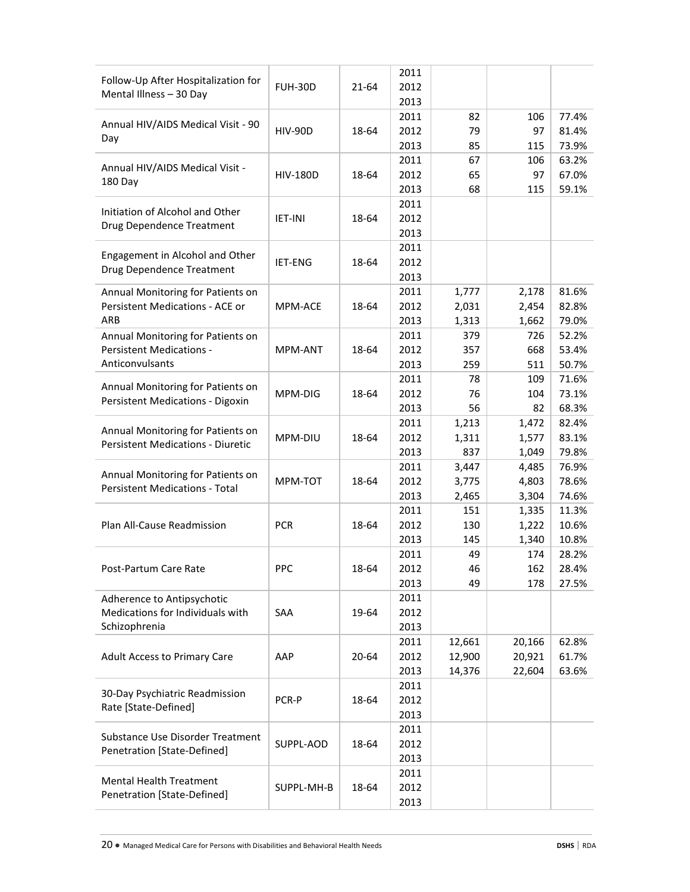| | | | | | | |
|---|---|---|---|---|---|---|
| Follow-Up After Hospitalization for Mental Illness – 30 Day | FUH-30D | 21-64 | 2011 | | | |
| | | | 2012 | | | |
| | | | 2013 | | | |
| Annual HIV/AIDS Medical Visit - 90 Day | HIV-90D | 18-64 | 2011 | 82 | 106 | 77.4% |
| | | | 2012 | 79 | 97 | 81.4% |
| | | | 2013 | 85 | 115 | 73.9% |
| Annual HIV/AIDS Medical Visit - 180 Day | HIV-180D | 18-64 | 2011 | 67 | 106 | 63.2% |
| | | | 2012 | 65 | 97 | 67.0% |
| | | | 2013 | 68 | 115 | 59.1% |
| Initiation of Alcohol and Other Drug Dependence Treatment | IET-INI | 18-64 | 2011 | | | |
| | | | 2012 | | | |
| | | | 2013 | | | |
| Engagement in Alcohol and Other Drug Dependence Treatment | IET-ENG | 18-64 | 2011 | | | |
| | | | 2012 | | | |
| | | | 2013 | | | |
| Annual Monitoring for Patients on Persistent Medications - ACE or ARB | MPM-ACE | 18-64 | 2011 | 1,777 | 2,178 | 81.6% |
| | | | 2012 | 2,031 | 2,454 | 82.8% |
| | | | 2013 | 1,313 | 1,662 | 79.0% |
| Annual Monitoring for Patients on Persistent Medications - Anticonvulsants | MPM-ANT | 18-64 | 2011 | 379 | 726 | 52.2% |
| | | | 2012 | 357 | 668 | 53.4% |
| | | | 2013 | 259 | 511 | 50.7% |
| Annual Monitoring for Patients on Persistent Medications - Digoxin | MPM-DIG | 18-64 | 2011 | 78 | 109 | 71.6% |
| | | | 2012 | 76 | 104 | 73.1% |
| | | | 2013 | 56 | 82 | 68.3% |
| Annual Monitoring for Patients on Persistent Medications - Diuretic | MPM-DIU | 18-64 | 2011 | 1,213 | 1,472 | 82.4% |
| | | | 2012 | 1,311 | 1,577 | 83.1% |
| | | | 2013 | 837 | 1,049 | 79.8% |
| Annual Monitoring for Patients on Persistent Medications - Total | MPM-TOT | 18-64 | 2011 | 3,447 | 4,485 | 76.9% |
| | | | 2012 | 3,775 | 4,803 | 78.6% |
| | | | 2013 | 2,465 | 3,304 | 74.6% |
| Plan All-Cause Readmission | PCR | 18-64 | 2011 | 151 | 1,335 | 11.3% |
| | | | 2012 | 130 | 1,222 | 10.6% |
| | | | 2013 | 145 | 1,340 | 10.8% |
| Post-Partum Care Rate | PPC | 18-64 | 2011 | 49 | 174 | 28.2% |
| | | | 2012 | 46 | 162 | 28.4% |
| | | | 2013 | 49 | 178 | 27.5% |
| Adherence to Antipsychotic Medications for Individuals with Schizophrenia | SAA | 19-64 | 2011 | | | |
| | | | 2012 | | | |
| | | | 2013 | | | |
| Adult Access to Primary Care | AAP | 20-64 | 2011 | 12,661 | 20,166 | 62.8% |
| | | | 2012 | 12,900 | 20,921 | 61.7% |
| | | | 2013 | 14,376 | 22,604 | 63.6% |
| 30-Day Psychiatric Readmission Rate [State-Defined] | PCR-P | 18-64 | 2011 | | | |
| | | | 2012 | | | |
| | | | 2013 | | | |
| Substance Use Disorder Treatment Penetration [State-Defined] | SUPPL-AOD | 18-64 | 2011 | | | |
| | | | 2012 | | | |
| | | | 2013 | | | |
| Mental Health Treatment Penetration [State-Defined] | SUPPL-MH-B | 18-64 | 2011 | | | |
| | | | 2012 | | | |
| | | | 2013 | | | |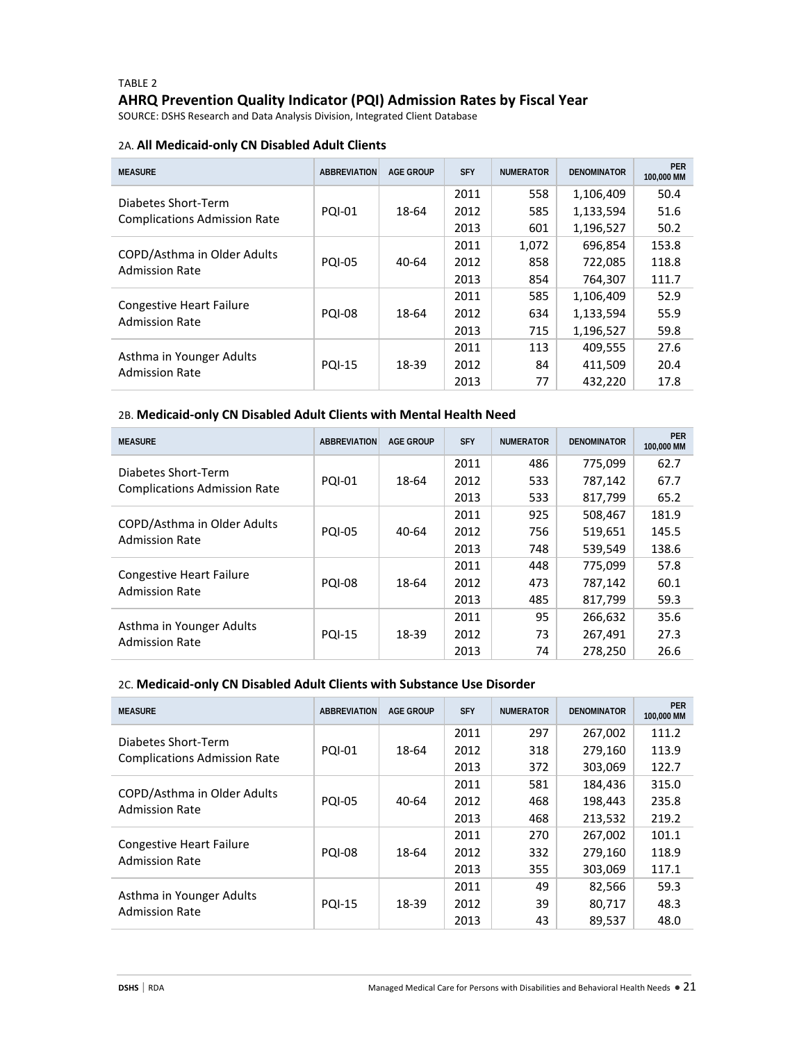TABLE 2

## AHRQ Prevention Quality Indicator (PQI) Admission Rates by Fiscal Year

SOURCE: DSHS Research and Data Analysis Division, Integrated Client Database

### 2A. All Medicaid-only CN Disabled Adult Clients

| MEASURE | ABBREVIATION | AGE GROUP | SFY | NUMERATOR | DENOMINATOR | PER 100,000 MM |
|---|---|---|---|---|---|---|
| Diabetes Short-Term Complications Admission Rate | PQI-01 | 18-64 | 2011 | 558 | 1,106,409 | 50.4 |
| | | | 2012 | 585 | 1,133,594 | 51.6 |
| | | | 2013 | 601 | 1,196,527 | 50.2 |
| COPD/Asthma in Older Adults Admission Rate | PQI-05 | 40-64 | 2011 | 1,072 | 696,854 | 153.8 |
| | | | 2012 | 858 | 722,085 | 118.8 |
| | | | 2013 | 854 | 764,307 | 111.7 |
| Congestive Heart Failure Admission Rate | PQI-08 | 18-64 | 2011 | 585 | 1,106,409 | 52.9 |
| | | | 2012 | 634 | 1,133,594 | 55.9 |
| | | | 2013 | 715 | 1,196,527 | 59.8 |
| Asthma in Younger Adults Admission Rate | PQI-15 | 18-39 | 2011 | 113 | 409,555 | 27.6 |
| | | | 2012 | 84 | 411,509 | 20.4 |
| | | | 2013 | 77 | 432,220 | 17.8 |

### 2B. Medicaid-only CN Disabled Adult Clients with Mental Health Need

| MEASURE | ABBREVIATION | AGE GROUP | SFY | NUMERATOR | DENOMINATOR | PER 100,000 MM |
|---|---|---|---|---|---|---|
| Diabetes Short-Term Complications Admission Rate | PQI-01 | 18-64 | 2011 | 486 | 775,099 | 62.7 |
| | | | 2012 | 533 | 787,142 | 67.7 |
| | | | 2013 | 533 | 817,799 | 65.2 |
| COPD/Asthma in Older Adults Admission Rate | PQI-05 | 40-64 | 2011 | 925 | 508,467 | 181.9 |
| | | | 2012 | 756 | 519,651 | 145.5 |
| | | | 2013 | 748 | 539,549 | 138.6 |
| Congestive Heart Failure Admission Rate | PQI-08 | 18-64 | 2011 | 448 | 775,099 | 57.8 |
| | | | 2012 | 473 | 787,142 | 60.1 |
| | | | 2013 | 485 | 817,799 | 59.3 |
| Asthma in Younger Adults Admission Rate | PQI-15 | 18-39 | 2011 | 95 | 266,632 | 35.6 |
| | | | 2012 | 73 | 267,491 | 27.3 |
| | | | 2013 | 74 | 278,250 | 26.6 |

### 2C. Medicaid-only CN Disabled Adult Clients with Substance Use Disorder

| MEASURE | ABBREVIATION | AGE GROUP | SFY | NUMERATOR | DENOMINATOR | PER 100,000 MM |
|---|---|---|---|---|---|---|
| Diabetes Short-Term Complications Admission Rate | PQI-01 | 18-64 | 2011 | 297 | 267,002 | 111.2 |
| | | | 2012 | 318 | 279,160 | 113.9 |
| | | | 2013 | 372 | 303,069 | 122.7 |
| COPD/Asthma in Older Adults Admission Rate | PQI-05 | 40-64 | 2011 | 581 | 184,436 | 315.0 |
| | | | 2012 | 468 | 198,443 | 235.8 |
| | | | 2013 | 468 | 213,532 | 219.2 |
| Congestive Heart Failure Admission Rate | PQI-08 | 18-64 | 2011 | 270 | 267,002 | 101.1 |
| | | | 2012 | 332 | 279,160 | 118.9 |
| | | | 2013 | 355 | 303,069 | 117.1 |
| Asthma in Younger Adults Admission Rate | PQI-15 | 18-39 | 2011 | 49 | 82,566 | 59.3 |
| | | | 2012 | 39 | 80,717 | 48.3 |
| | | | 2013 | 43 | 89,537 | 48.0 |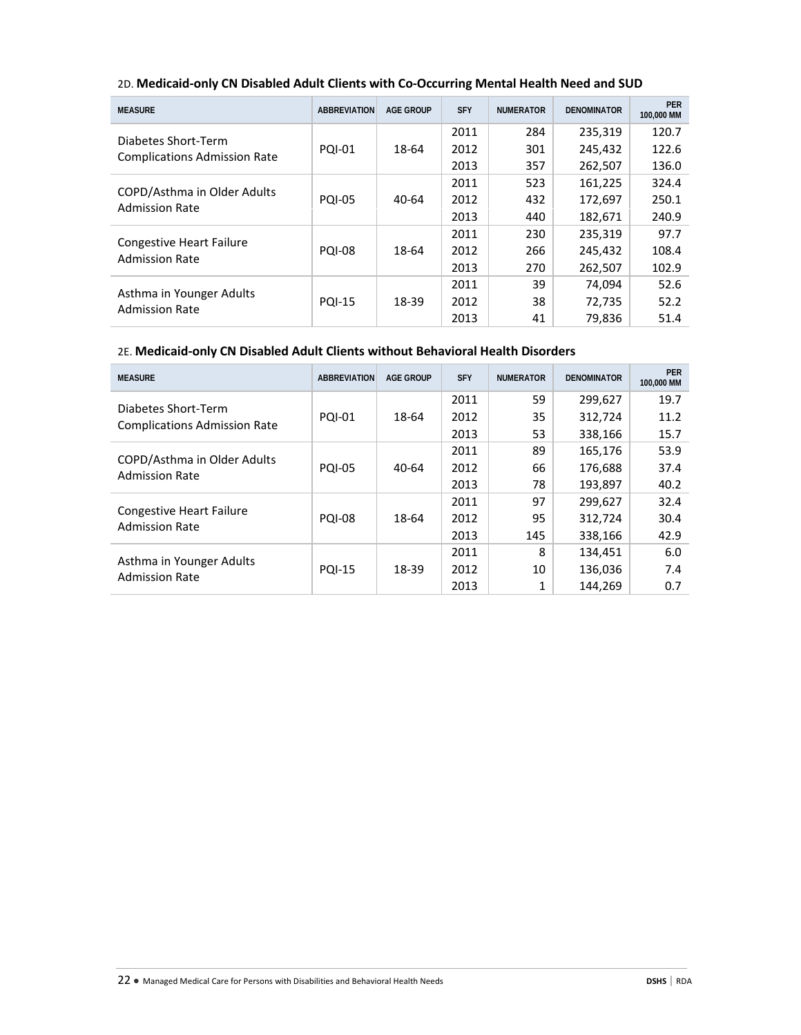### 2D. **Medicaid-only CN Disabled Adult Clients with Co-Occurring Mental Health Need and SUD**

| MEASURE | ABBREVIATION | AGE GROUP | SFY | NUMERATOR | DENOMINATOR | PER 100,000 MM |
|---|---|---|---|---|---|---|
| Diabetes Short-Term Complications Admission Rate | PQI-01 | 18-64 | 2011 | 284 | 235,319 | 120.7 |
| | | | 2012 | 301 | 245,432 | 122.6 |
| | | | 2013 | 357 | 262,507 | 136.0 |
| COPD/Asthma in Older Adults Admission Rate | PQI-05 | 40-64 | 2011 | 523 | 161,225 | 324.4 |
| | | | 2012 | 432 | 172,697 | 250.1 |
| | | | 2013 | 440 | 182,671 | 240.9 |
| Congestive Heart Failure Admission Rate | PQI-08 | 18-64 | 2011 | 230 | 235,319 | 97.7 |
| | | | 2012 | 266 | 245,432 | 108.4 |
| | | | 2013 | 270 | 262,507 | 102.9 |
| Asthma in Younger Adults Admission Rate | PQI-15 | 18-39 | 2011 | 39 | 74,094 | 52.6 |
| | | | 2012 | 38 | 72,735 | 52.2 |
| | | | 2013 | 41 | 79,836 | 51.4 |

### 2E. **Medicaid-only CN Disabled Adult Clients without Behavioral Health Disorders**

| MEASURE | ABBREVIATION | AGE GROUP | SFY | NUMERATOR | DENOMINATOR | PER 100,000 MM |
|---|---|---|---|---|---|---|
| Diabetes Short-Term Complications Admission Rate | PQI-01 | 18-64 | 2011 | 59 | 299,627 | 19.7 |
| | | | 2012 | 35 | 312,724 | 11.2 |
| | | | 2013 | 53 | 338,166 | 15.7 |
| COPD/Asthma in Older Adults Admission Rate | PQI-05 | 40-64 | 2011 | 89 | 165,176 | 53.9 |
| | | | 2012 | 66 | 176,688 | 37.4 |
| | | | 2013 | 78 | 193,897 | 40.2 |
| Congestive Heart Failure Admission Rate | PQI-08 | 18-64 | 2011 | 97 | 299,627 | 32.4 |
| | | | 2012 | 95 | 312,724 | 30.4 |
| | | | 2013 | 145 | 338,166 | 42.9 |
| Asthma in Younger Adults Admission Rate | PQI-15 | 18-39 | 2011 | 8 | 134,451 | 6.0 |
| | | | 2012 | 10 | 136,036 | 7.4 |
| | | | 2013 | 1 | 144,269 | 0.7 |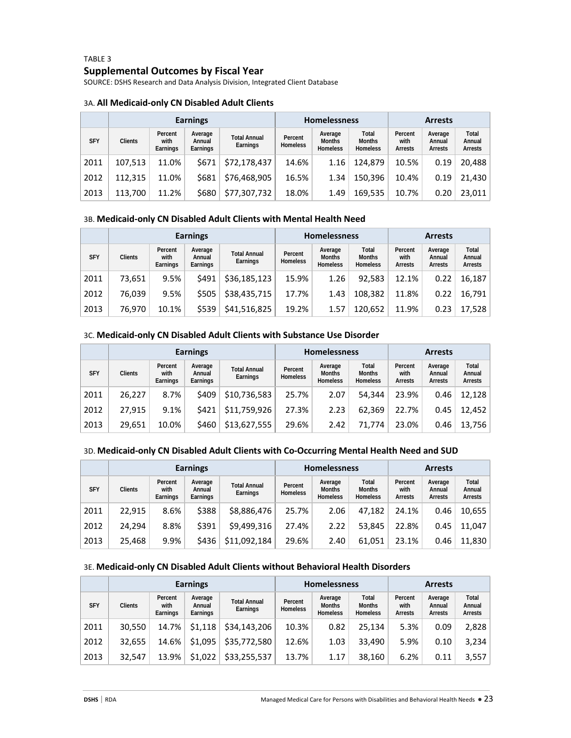TABLE 3

## Supplemental Outcomes by Fiscal Year

SOURCE: DSHS Research and Data Analysis Division, Integrated Client Database

### 3A. All Medicaid-only CN Disabled Adult Clients

| | Earnings | | | | Homelessness | | | Arrests | | |
|---|---|---|---|---|---|---|---|---|---|---|
| SFY | Clients | Percent with Earnings | Average Annual Earnings | Total Annual Earnings | Percent Homeless | Average Months Homeless | Total Months Homeless | Percent with Arrests | Average Annual Arrests | Total Annual Arrests |
| 2011 | 107,513 | 11.0% | $671 | $72,178,437 | 14.6% | 1.16 | 124,879 | 10.5% | 0.19 | 20,488 |
| 2012 | 112,315 | 11.0% | $681 | $76,468,905 | 16.5% | 1.34 | 150,396 | 10.4% | 0.19 | 21,430 |
| 2013 | 113,700 | 11.2% | $680 | $77,307,732 | 18.0% | 1.49 | 169,535 | 10.7% | 0.20 | 23,011 |

### 3B. Medicaid-only CN Disabled Adult Clients with Mental Health Need

| | Earnings | | | | Homelessness | | | Arrests | | |
|---|---|---|---|---|---|---|---|---|---|---|
| SFY | Clients | Percent with Earnings | Average Annual Earnings | Total Annual Earnings | Percent Homeless | Average Months Homeless | Total Months Homeless | Percent with Arrests | Average Annual Arrests | Total Annual Arrests |
| 2011 | 73,651 | 9.5% | $491 | $36,185,123 | 15.9% | 1.26 | 92,583 | 12.1% | 0.22 | 16,187 |
| 2012 | 76,039 | 9.5% | $505 | $38,435,715 | 17.7% | 1.43 | 108,382 | 11.8% | 0.22 | 16,791 |
| 2013 | 76,970 | 10.1% | $539 | $41,516,825 | 19.2% | 1.57 | 120,652 | 11.9% | 0.23 | 17,528 |

### 3C. Medicaid-only CN Disabled Adult Clients with Substance Use Disorder

| | Earnings | | | | Homelessness | | | Arrests | | |
|---|---|---|---|---|---|---|---|---|---|---|
| SFY | Clients | Percent with Earnings | Average Annual Earnings | Total Annual Earnings | Percent Homeless | Average Months Homeless | Total Months Homeless | Percent with Arrests | Average Annual Arrests | Total Annual Arrests |
| 2011 | 26,227 | 8.7% | $409 | $10,736,583 | 25.7% | 2.07 | 54,344 | 23.9% | 0.46 | 12,128 |
| 2012 | 27,915 | 9.1% | $421 | $11,759,926 | 27.3% | 2.23 | 62,369 | 22.7% | 0.45 | 12,452 |
| 2013 | 29,651 | 10.0% | $460 | $13,627,555 | 29.6% | 2.42 | 71,774 | 23.0% | 0.46 | 13,756 |

### 3D. Medicaid-only CN Disabled Adult Clients with Co-Occurring Mental Health Need and SUD

| | Earnings | | | | Homelessness | | | Arrests | | |
|---|---|---|---|---|---|---|---|---|---|---|
| SFY | Clients | Percent with Earnings | Average Annual Earnings | Total Annual Earnings | Percent Homeless | Average Months Homeless | Total Months Homeless | Percent with Arrests | Average Annual Arrests | Total Annual Arrests |
| 2011 | 22,915 | 8.6% | $388 | $8,886,476 | 25.7% | 2.06 | 47,182 | 24.1% | 0.46 | 10,655 |
| 2012 | 24,294 | 8.8% | $391 | $9,499,316 | 27.4% | 2.22 | 53,845 | 22.8% | 0.45 | 11,047 |
| 2013 | 25,468 | 9.9% | $436 | $11,092,184 | 29.6% | 2.40 | 61,051 | 23.1% | 0.46 | 11,830 |

### 3E. Medicaid-only CN Disabled Adult Clients without Behavioral Health Disorders

| | Earnings | | | | Homelessness | | | Arrests | | |
|---|---|---|---|---|---|---|---|---|---|---|
| SFY | Clients | Percent with Earnings | Average Annual Earnings | Total Annual Earnings | Percent Homeless | Average Months Homeless | Total Months Homeless | Percent with Arrests | Average Annual Arrests | Total Annual Arrests |
| 2011 | 30,550 | 14.7% | $1,118 | $34,143,206 | 10.3% | 0.82 | 25,134 | 5.3% | 0.09 | 2,828 |
| 2012 | 32,655 | 14.6% | $1,095 | $35,772,580 | 12.6% | 1.03 | 33,490 | 5.9% | 0.10 | 3,234 |
| 2013 | 32,547 | 13.9% | $1,022 | $33,255,537 | 13.7% | 1.17 | 38,160 | 6.2% | 0.11 | 3,557 |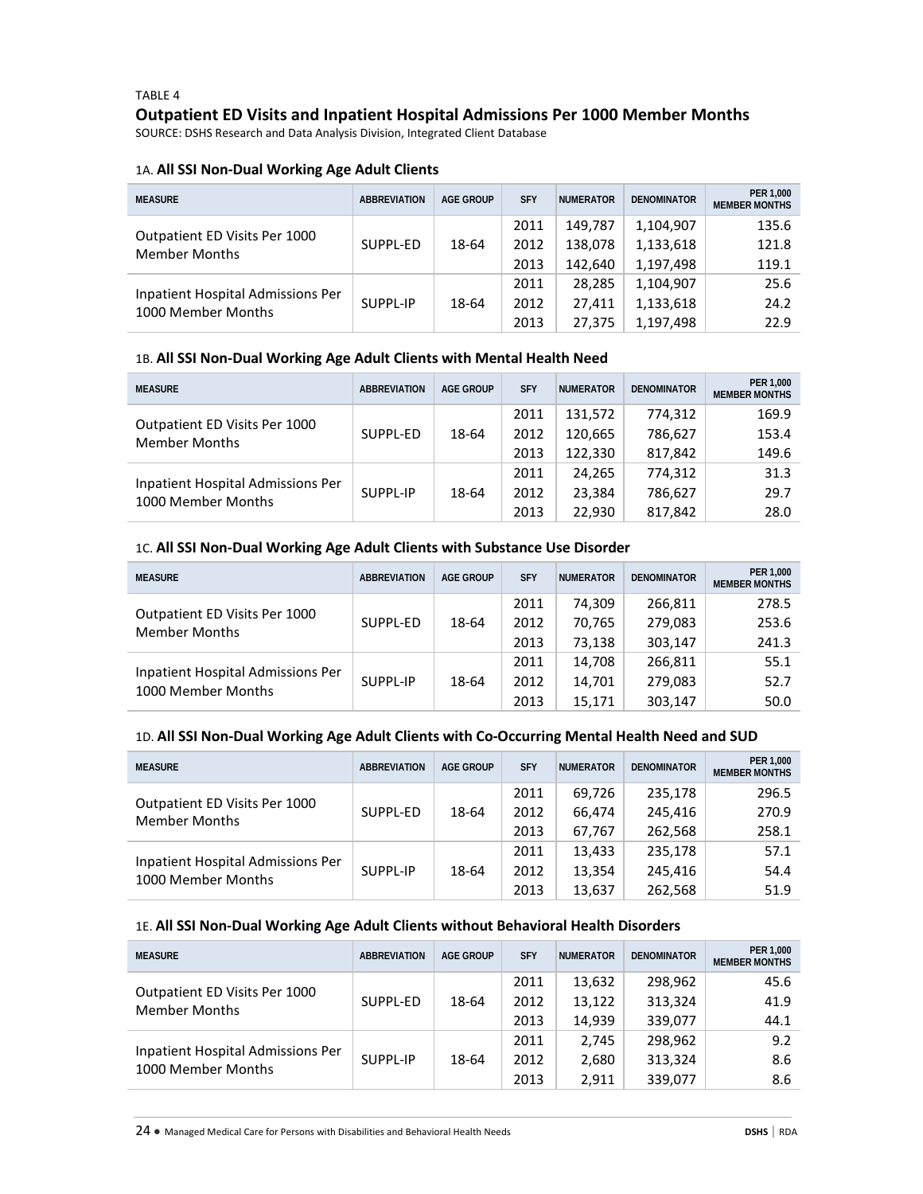TABLE 4

## Outpatient ED Visits and Inpatient Hospital Admissions Per 1000 Member Months

SOURCE: DSHS Research and Data Analysis Division, Integrated Client Database

### 1A. All SSI Non-Dual Working Age Adult Clients

| MEASURE | ABBREVIATION | AGE GROUP | SFY | NUMERATOR | DENOMINATOR | PER 1,000 MEMBER MONTHS |
|---|---|---|---|---|---|---|
| Outpatient ED Visits Per 1000 Member Months | SUPPL-ED | 18-64 | 2011 | 149,787 | 1,104,907 | 135.6 |
| | | | 2012 | 138,078 | 1,133,618 | 121.8 |
| | | | 2013 | 142,640 | 1,197,498 | 119.1 |
| Inpatient Hospital Admissions Per 1000 Member Months | SUPPL-IP | 18-64 | 2011 | 28,285 | 1,104,907 | 25.6 |
| | | | 2012 | 27,411 | 1,133,618 | 24.2 |
| | | | 2013 | 27,375 | 1,197,498 | 22.9 |

### 1B. All SSI Non-Dual Working Age Adult Clients with Mental Health Need

| MEASURE | ABBREVIATION | AGE GROUP | SFY | NUMERATOR | DENOMINATOR | PER 1,000 MEMBER MONTHS |
|---|---|---|---|---|---|---|
| Outpatient ED Visits Per 1000 Member Months | SUPPL-ED | 18-64 | 2011 | 131,572 | 774,312 | 169.9 |
| | | | 2012 | 120,665 | 786,627 | 153.4 |
| | | | 2013 | 122,330 | 817,842 | 149.6 |
| Inpatient Hospital Admissions Per 1000 Member Months | SUPPL-IP | 18-64 | 2011 | 24,265 | 774,312 | 31.3 |
| | | | 2012 | 23,384 | 786,627 | 29.7 |
| | | | 2013 | 22,930 | 817,842 | 28.0 |

### 1C. All SSI Non-Dual Working Age Adult Clients with Substance Use Disorder

| MEASURE | ABBREVIATION | AGE GROUP | SFY | NUMERATOR | DENOMINATOR | PER 1,000 MEMBER MONTHS |
|---|---|---|---|---|---|---|
| Outpatient ED Visits Per 1000 Member Months | SUPPL-ED | 18-64 | 2011 | 74,309 | 266,811 | 278.5 |
| | | | 2012 | 70,765 | 279,083 | 253.6 |
| | | | 2013 | 73,138 | 303,147 | 241.3 |
| Inpatient Hospital Admissions Per 1000 Member Months | SUPPL-IP | 18-64 | 2011 | 14,708 | 266,811 | 55.1 |
| | | | 2012 | 14,701 | 279,083 | 52.7 |
| | | | 2013 | 15,171 | 303,147 | 50.0 |

### 1D. All SSI Non-Dual Working Age Adult Clients with Co-Occurring Mental Health Need and SUD

| MEASURE | ABBREVIATION | AGE GROUP | SFY | NUMERATOR | DENOMINATOR | PER 1,000 MEMBER MONTHS |
|---|---|---|---|---|---|---|
| Outpatient ED Visits Per 1000 Member Months | SUPPL-ED | 18-64 | 2011 | 69,726 | 235,178 | 296.5 |
| | | | 2012 | 66,474 | 245,416 | 270.9 |
| | | | 2013 | 67,767 | 262,568 | 258.1 |
| Inpatient Hospital Admissions Per 1000 Member Months | SUPPL-IP | 18-64 | 2011 | 13,433 | 235,178 | 57.1 |
| | | | 2012 | 13,354 | 245,416 | 54.4 |
| | | | 2013 | 13,637 | 262,568 | 51.9 |

### 1E. All SSI Non-Dual Working Age Adult Clients without Behavioral Health Disorders

| MEASURE | ABBREVIATION | AGE GROUP | SFY | NUMERATOR | DENOMINATOR | PER 1,000 MEMBER MONTHS |
|---|---|---|---|---|---|---|
| Outpatient ED Visits Per 1000 Member Months | SUPPL-ED | 18-64 | 2011 | 13,632 | 298,962 | 45.6 |
| | | | 2012 | 13,122 | 313,324 | 41.9 |
| | | | 2013 | 14,939 | 339,077 | 44.1 |
| Inpatient Hospital Admissions Per 1000 Member Months | SUPPL-IP | 18-64 | 2011 | 2,745 | 298,962 | 9.2 |
| | | | 2012 | 2,680 | 313,324 | 8.6 |
| | | | 2013 | 2,911 | 339,077 | 8.6 |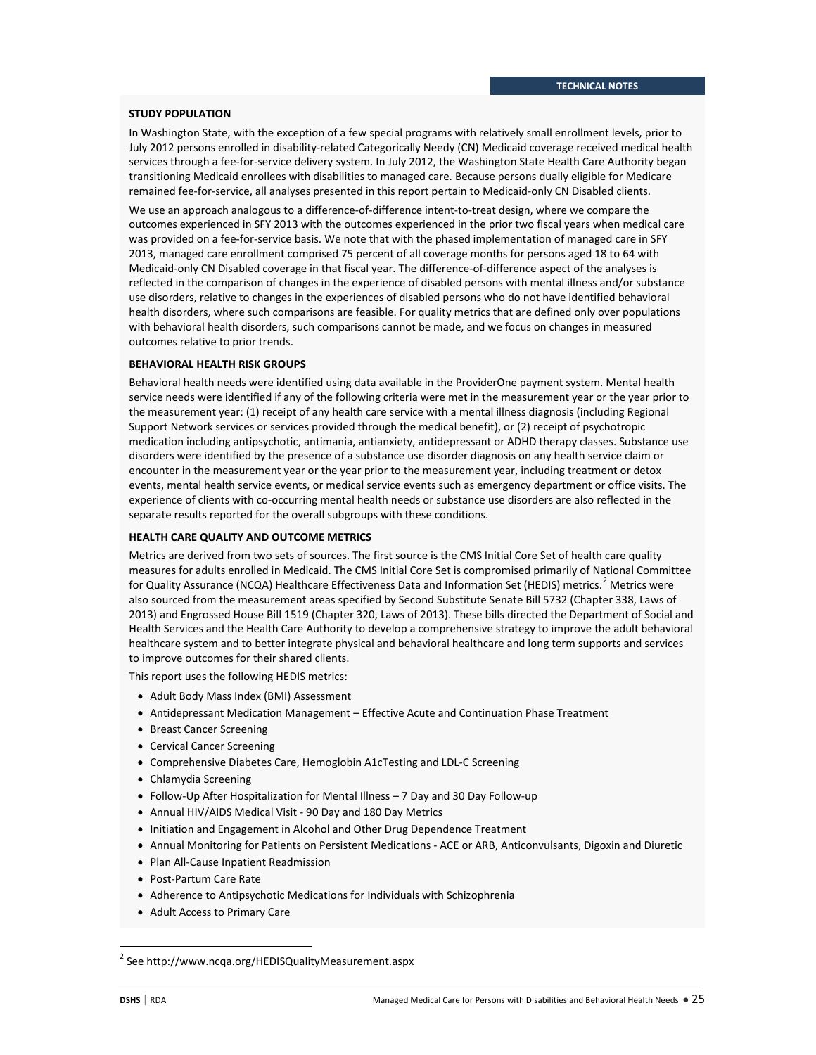## TECHNICAL NOTES

### STUDY POPULATION

In Washington State, with the exception of a few special programs with relatively small enrollment levels, prior to July 2012 persons enrolled in disability-related Categorically Needy (CN) Medicaid coverage received medical health services through a fee-for-service delivery system. In July 2012, the Washington State Health Care Authority began transitioning Medicaid enrollees with disabilities to managed care. Because persons dually eligible for Medicare remained fee-for-service, all analyses presented in this report pertain to Medicaid-only CN Disabled clients.

We use an approach analogous to a difference-of-difference intent-to-treat design, where we compare the outcomes experienced in SFY 2013 with the outcomes experienced in the prior two fiscal years when medical care was provided on a fee-for-service basis. We note that with the phased implementation of managed care in SFY 2013, managed care enrollment comprised 75 percent of all coverage months for persons aged 18 to 64 with Medicaid-only CN Disabled coverage in that fiscal year. The difference-of-difference aspect of the analyses is reflected in the comparison of changes in the experience of disabled persons with mental illness and/or substance use disorders, relative to changes in the experiences of disabled persons who do not have identified behavioral health disorders, where such comparisons are feasible. For quality metrics that are defined only over populations with behavioral health disorders, such comparisons cannot be made, and we focus on changes in measured outcomes relative to prior trends.

### BEHAVIORAL HEALTH RISK GROUPS

Behavioral health needs were identified using data available in the ProviderOne payment system. Mental health service needs were identified if any of the following criteria were met in the measurement year or the year prior to the measurement year: (1) receipt of any health care service with a mental illness diagnosis (including Regional Support Network services or services provided through the medical benefit), or (2) receipt of psychotropic medication including antipsychotic, antimania, antianxiety, antidepressant or ADHD therapy classes. Substance use disorders were identified by the presence of a substance use disorder diagnosis on any health service claim or encounter in the measurement year or the year prior to the measurement year, including treatment or detox events, mental health service events, or medical service events such as emergency department or office visits. The experience of clients with co-occurring mental health needs or substance use disorders are also reflected in the separate results reported for the overall subgroups with these conditions.

### HEALTH CARE QUALITY AND OUTCOME METRICS

Metrics are derived from two sets of sources. The first source is the CMS Initial Core Set of health care quality measures for adults enrolled in Medicaid. The CMS Initial Core Set is compromised primarily of National Committee for Quality Assurance (NCQA) Healthcare Effectiveness Data and Information Set (HEDIS) metrics.[2] Metrics were also sourced from the measurement areas specified by Second Substitute Senate Bill 5732 (Chapter 338, Laws of 2013) and Engrossed House Bill 1519 (Chapter 320, Laws of 2013). These bills directed the Department of Social and Health Services and the Health Care Authority to develop a comprehensive strategy to improve the adult behavioral healthcare system and to better integrate physical and behavioral healthcare and long term supports and services to improve outcomes for their shared clients.

This report uses the following HEDIS metrics:

- Adult Body Mass Index (BMI) Assessment
- Antidepressant Medication Management – Effective Acute and Continuation Phase Treatment
- Breast Cancer Screening
- Cervical Cancer Screening
- Comprehensive Diabetes Care, Hemoglobin A1cTesting and LDL-C Screening
- Chlamydia Screening
- Follow-Up After Hospitalization for Mental Illness – 7 Day and 30 Day Follow-up
- Annual HIV/AIDS Medical Visit - 90 Day and 180 Day Metrics
- Initiation and Engagement in Alcohol and Other Drug Dependence Treatment
- Annual Monitoring for Patients on Persistent Medications - ACE or ARB, Anticonvulsants, Digoxin and Diuretic
- Plan All-Cause Inpatient Readmission
- Post-Partum Care Rate
- Adherence to Antipsychotic Medications for Individuals with Schizophrenia
- Adult Access to Primary Care

[2] See http://www.ncqa.org/HEDISQualityMeasurement.aspx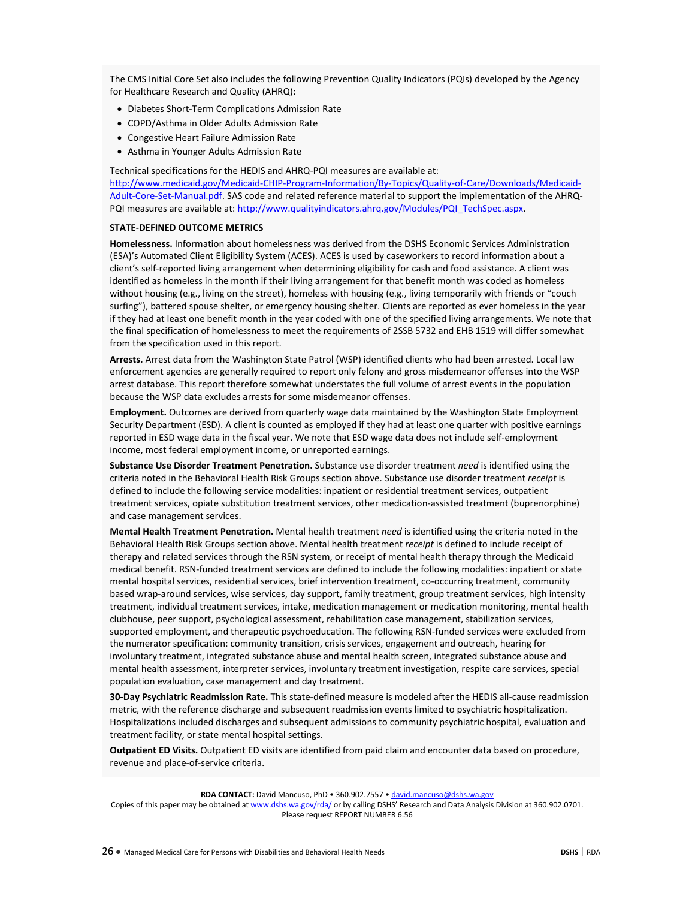The CMS Initial Core Set also includes the following Prevention Quality Indicators (PQIs) developed by the Agency for Healthcare Research and Quality (AHRQ):

- Diabetes Short-Term Complications Admission Rate
- COPD/Asthma in Older Adults Admission Rate
- Congestive Heart Failure Admission Rate
- Asthma in Younger Adults Admission Rate

Technical specifications for the HEDIS and AHRQ-PQI measures are available at: http://www.medicaid.gov/Medicaid-CHIP-Program-Information/By-Topics/Quality-of-Care/Downloads/Medicaid-Adult-Core-Set-Manual.pdf. SAS code and related reference material to support the implementation of the AHRQ-PQI measures are available at: http://www.qualityindicators.ahrq.gov/Modules/PQI_TechSpec.aspx.

**STATE-DEFINED OUTCOME METRICS**

**Homelessness.** Information about homelessness was derived from the DSHS Economic Services Administration (ESA)'s Automated Client Eligibility System (ACES). ACES is used by caseworkers to record information about a client's self-reported living arrangement when determining eligibility for cash and food assistance. A client was identified as homeless in the month if their living arrangement for that benefit month was coded as homeless without housing (e.g., living on the street), homeless with housing (e.g., living temporarily with friends or "couch surfing"), battered spouse shelter, or emergency housing shelter. Clients are reported as ever homeless in the year if they had at least one benefit month in the year coded with one of the specified living arrangements. We note that the final specification of homelessness to meet the requirements of 2SSB 5732 and EHB 1519 will differ somewhat from the specification used in this report.

**Arrests.** Arrest data from the Washington State Patrol (WSP) identified clients who had been arrested. Local law enforcement agencies are generally required to report only felony and gross misdemeanor offenses into the WSP arrest database. This report therefore somewhat understates the full volume of arrest events in the population because the WSP data excludes arrests for some misdemeanor offenses.

**Employment.** Outcomes are derived from quarterly wage data maintained by the Washington State Employment Security Department (ESD). A client is counted as employed if they had at least one quarter with positive earnings reported in ESD wage data in the fiscal year. We note that ESD wage data does not include self-employment income, most federal employment income, or unreported earnings.

**Substance Use Disorder Treatment Penetration.** Substance use disorder treatment *need* is identified using the criteria noted in the Behavioral Health Risk Groups section above. Substance use disorder treatment *receipt* is defined to include the following service modalities: inpatient or residential treatment services, outpatient treatment services, opiate substitution treatment services, other medication-assisted treatment (buprenorphine) and case management services.

**Mental Health Treatment Penetration.** Mental health treatment *need* is identified using the criteria noted in the Behavioral Health Risk Groups section above. Mental health treatment *receipt* is defined to include receipt of therapy and related services through the RSN system, or receipt of mental health therapy through the Medicaid medical benefit. RSN-funded treatment services are defined to include the following modalities: inpatient or state mental hospital services, residential services, brief intervention treatment, co-occurring treatment, community based wrap-around services, wise services, day support, family treatment, group treatment services, high intensity treatment, individual treatment services, intake, medication management or medication monitoring, mental health clubhouse, peer support, psychological assessment, rehabilitation case management, stabilization services, supported employment, and therapeutic psychoeducation. The following RSN-funded services were excluded from the numerator specification: community transition, crisis services, engagement and outreach, hearing for involuntary treatment, integrated substance abuse and mental health screen, integrated substance abuse and mental health assessment, interpreter services, involuntary treatment investigation, respite care services, special population evaluation, case management and day treatment.

**30-Day Psychiatric Readmission Rate.** This state-defined measure is modeled after the HEDIS all-cause readmission metric, with the reference discharge and subsequent readmission events limited to psychiatric hospitalization. Hospitalizations included discharges and subsequent admissions to community psychiatric hospital, evaluation and treatment facility, or state mental hospital settings.

**Outpatient ED Visits.** Outpatient ED visits are identified from paid claim and encounter data based on procedure, revenue and place-of-service criteria.

**RDA CONTACT:** David Mancuso, PhD • 360.902.7557 • david.mancuso@dshs.wa.gov

Copies of this paper may be obtained at www.dshs.wa.gov/rda/ or by calling DSHS' Research and Data Analysis Division at 360.902.0701. Please request REPORT NUMBER 6.56